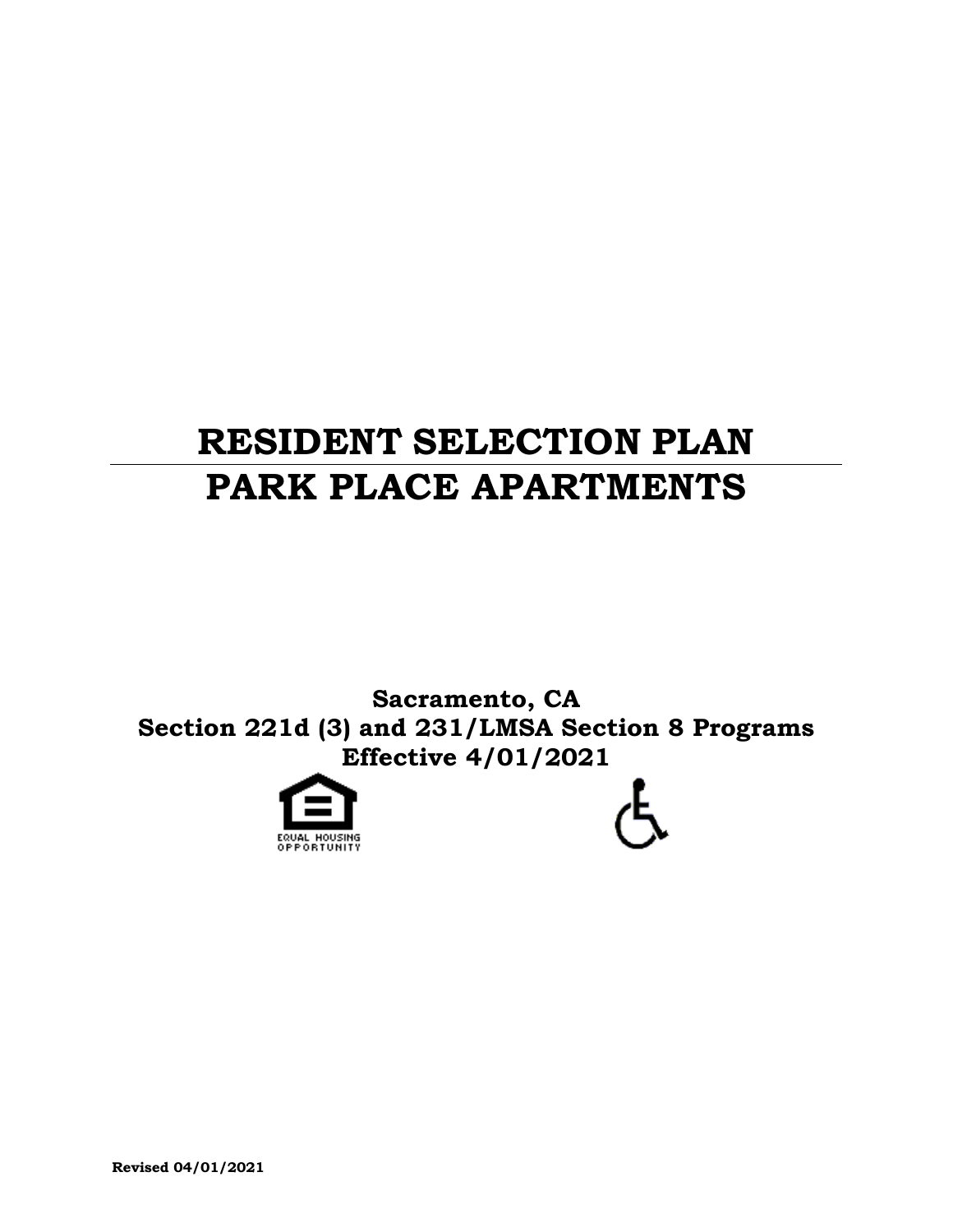# RESIDENT SELECTION PLAN

# PARK PLACE APARTMENTS

**Sacramento, CA**
**Section 221d (3) and 231/LMSA Section 8 Programs**
**Effective 4/01/2021**

EQUAL HOUSING OPPORTUNITY

**Revised 04/01/2021**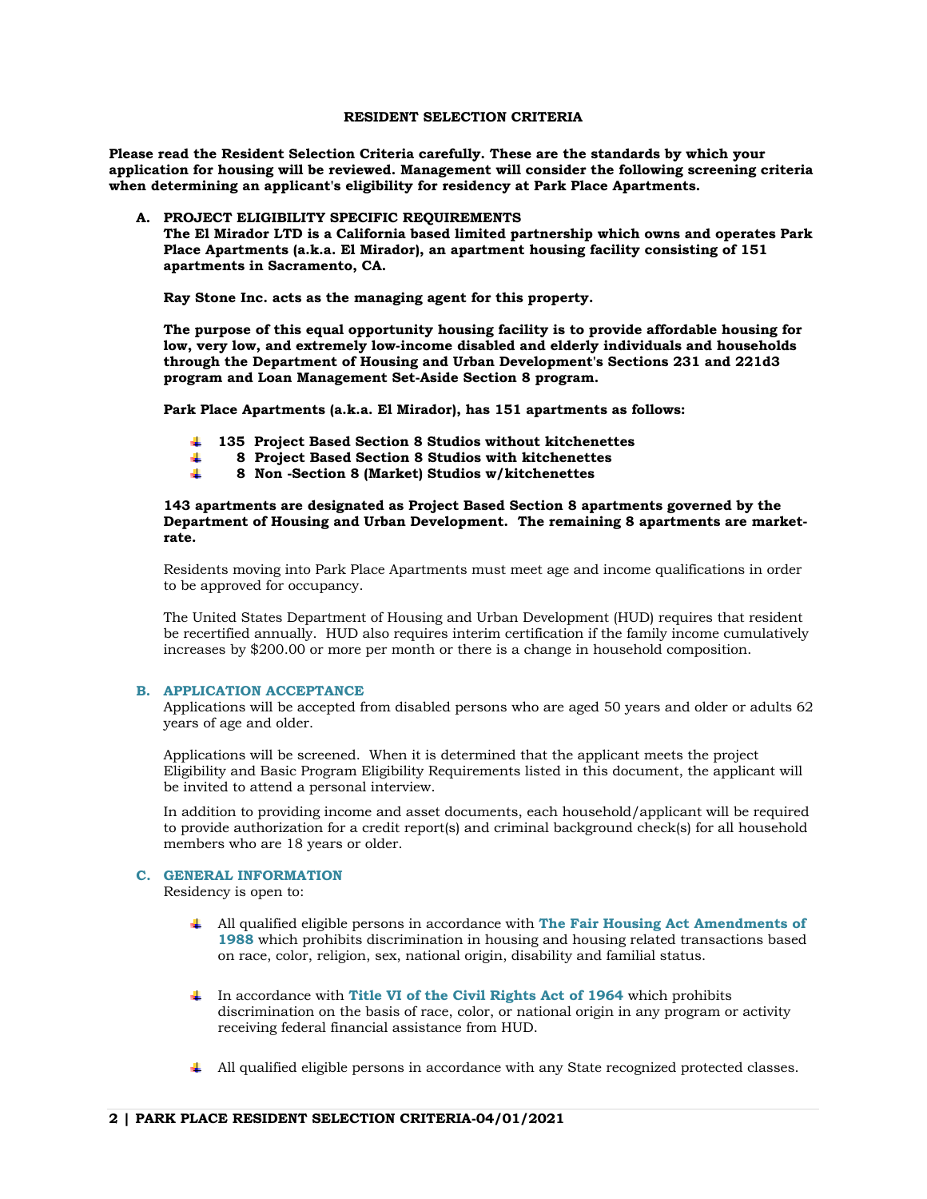## RESIDENT SELECTION CRITERIA

**Please read the Resident Selection Criteria carefully. These are the standards by which your application for housing will be reviewed. Management will consider the following screening criteria when determining an applicant's eligibility for residency at Park Place Apartments.**

### A. PROJECT ELIGIBILITY SPECIFIC REQUIREMENTS

**The El Mirador LTD is a California based limited partnership which owns and operates Park Place Apartments (a.k.a. El Mirador), an apartment housing facility consisting of 151 apartments in Sacramento, CA.**

**Ray Stone Inc. acts as the managing agent for this property.**

**The purpose of this equal opportunity housing facility is to provide affordable housing for low, very low, and extremely low-income disabled and elderly individuals and households through the Department of Housing and Urban Development's Sections 231 and 221d3 program and Loan Management Set-Aside Section 8 program.**

**Park Place Apartments (a.k.a. El Mirador), has 151 apartments as follows:**

- **135 Project Based Section 8 Studios without kitchenettes**
- **8 Project Based Section 8 Studios with kitchenettes**
- **8 Non -Section 8 (Market) Studios w/kitchenettes**

**143 apartments are designated as Project Based Section 8 apartments governed by the Department of Housing and Urban Development. The remaining 8 apartments are market-rate.**

Residents moving into Park Place Apartments must meet age and income qualifications in order to be approved for occupancy.

The United States Department of Housing and Urban Development (HUD) requires that resident be recertified annually. HUD also requires interim certification if the family income cumulatively increases by $200.00 or more per month or there is a change in household composition.

### B. APPLICATION ACCEPTANCE

Applications will be accepted from disabled persons who are aged 50 years and older or adults 62 years of age and older.

Applications will be screened. When it is determined that the applicant meets the project Eligibility and Basic Program Eligibility Requirements listed in this document, the applicant will be invited to attend a personal interview.

In addition to providing income and asset documents, each household/applicant will be required to provide authorization for a credit report(s) and criminal background check(s) for all household members who are 18 years or older.

### C. GENERAL INFORMATION

Residency is open to:

- All qualified eligible persons in accordance with **The Fair Housing Act Amendments of 1988** which prohibits discrimination in housing and housing related transactions based on race, color, religion, sex, national origin, disability and familial status.

- In accordance with **Title VI of the Civil Rights Act of 1964** which prohibits discrimination on the basis of race, color, or national origin in any program or activity receiving federal financial assistance from HUD.

- All qualified eligible persons in accordance with any State recognized protected classes.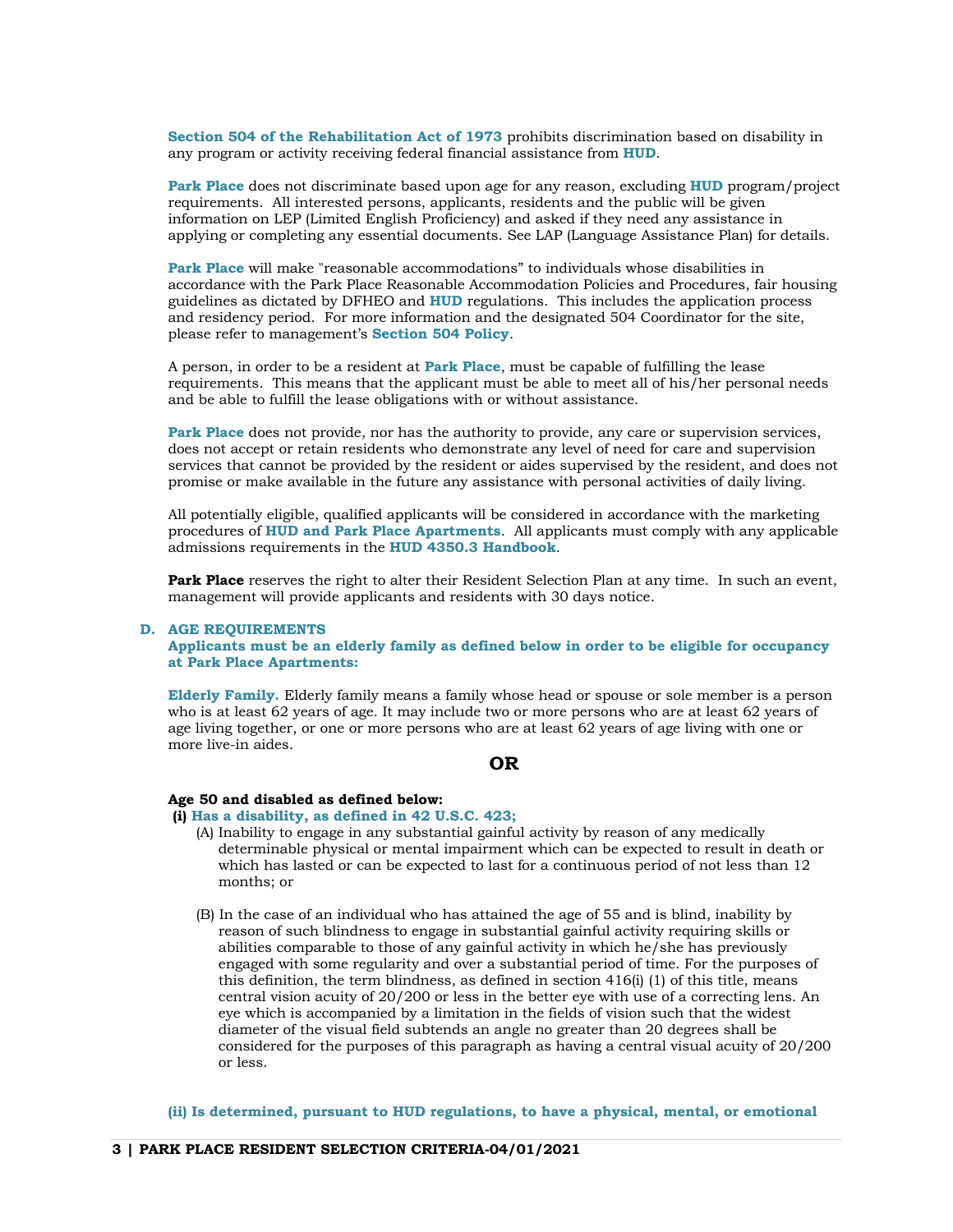**Section 504 of the Rehabilitation Act of 1973** prohibits discrimination based on disability in any program or activity receiving federal financial assistance from **HUD**.

**Park Place** does not discriminate based upon age for any reason, excluding **HUD** program/project requirements. All interested persons, applicants, residents and the public will be given information on LEP (Limited English Proficiency) and asked if they need any assistance in applying or completing any essential documents. See LAP (Language Assistance Plan) for details.

**Park Place** will make "reasonable accommodations" to individuals whose disabilities in accordance with the Park Place Reasonable Accommodation Policies and Procedures, fair housing guidelines as dictated by DFHEO and **HUD** regulations. This includes the application process and residency period. For more information and the designated 504 Coordinator for the site, please refer to management's **Section 504 Policy**.

A person, in order to be a resident at **Park Place**, must be capable of fulfilling the lease requirements. This means that the applicant must be able to meet all of his/her personal needs and be able to fulfill the lease obligations with or without assistance.

**Park Place** does not provide, nor has the authority to provide, any care or supervision services, does not accept or retain residents who demonstrate any level of need for care and supervision services that cannot be provided by the resident or aides supervised by the resident, and does not promise or make available in the future any assistance with personal activities of daily living.

All potentially eligible, qualified applicants will be considered in accordance with the marketing procedures of **HUD and Park Place Apartments**. All applicants must comply with any applicable admissions requirements in the **HUD 4350.3 Handbook**.

**Park Place** reserves the right to alter their Resident Selection Plan at any time. In such an event, management will provide applicants and residents with 30 days notice.

## D. AGE REQUIREMENTS

**Applicants must be an elderly family as defined below in order to be eligible for occupancy at Park Place Apartments:**

**Elderly Family.** Elderly family means a family whose head or spouse or sole member is a person who is at least 62 years of age. It may include two or more persons who are at least 62 years of age living together, or one or more persons who are at least 62 years of age living with one or more live-in aides.

**OR**

**Age 50 and disabled as defined below:**

**(i) Has a disability, as defined in 42 U.S.C. 423;**

(A) Inability to engage in any substantial gainful activity by reason of any medically determinable physical or mental impairment which can be expected to result in death or which has lasted or can be expected to last for a continuous period of not less than 12 months; or

(B) In the case of an individual who has attained the age of 55 and is blind, inability by reason of such blindness to engage in substantial gainful activity requiring skills or abilities comparable to those of any gainful activity in which he/she has previously engaged with some regularity and over a substantial period of time. For the purposes of this definition, the term blindness, as defined in section 416(i) (1) of this title, means central vision acuity of 20/200 or less in the better eye with use of a correcting lens. An eye which is accompanied by a limitation in the fields of vision such that the widest diameter of the visual field subtends an angle no greater than 20 degrees shall be considered for the purposes of this paragraph as having a central visual acuity of 20/200 or less.

**(ii) Is determined, pursuant to HUD regulations, to have a physical, mental, or emotional**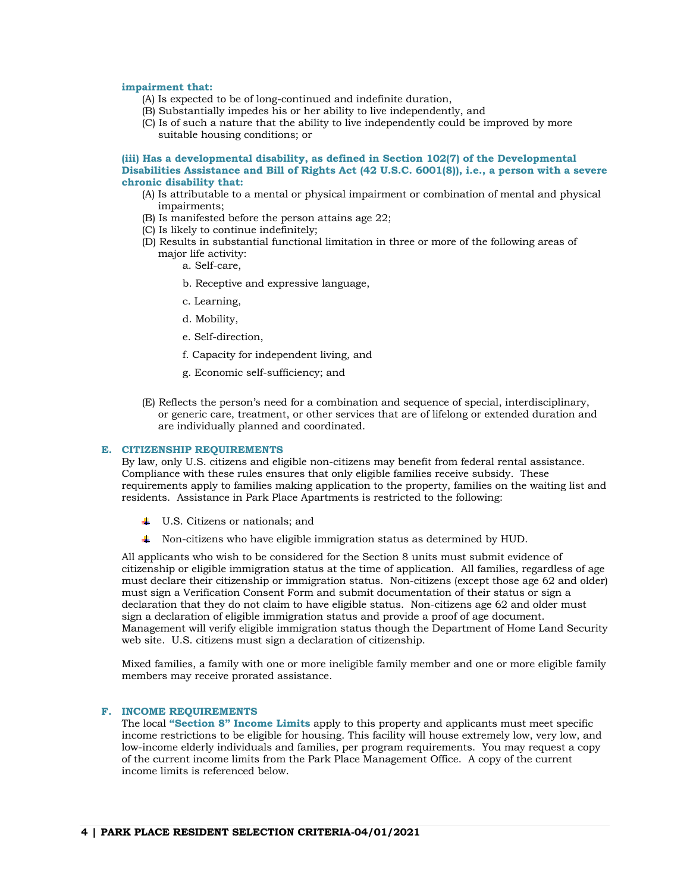**impairment that:**

(A) Is expected to be of long-continued and indefinite duration,
(B) Substantially impedes his or her ability to live independently, and
(C) Is of such a nature that the ability to live independently could be improved by more suitable housing conditions; or

**(iii) Has a developmental disability, as defined in Section 102(7) of the Developmental Disabilities Assistance and Bill of Rights Act (42 U.S.C. 6001(8)), i.e., a person with a severe chronic disability that:**

(A) Is attributable to a mental or physical impairment or combination of mental and physical impairments;
(B) Is manifested before the person attains age 22;
(C) Is likely to continue indefinitely;
(D) Results in substantial functional limitation in three or more of the following areas of major life activity:

a. Self-care,

b. Receptive and expressive language,

c. Learning,

d. Mobility,

e. Self-direction,

f. Capacity for independent living, and

g. Economic self-sufficiency; and

(E) Reflects the person's need for a combination and sequence of special, interdisciplinary, or generic care, treatment, or other services that are of lifelong or extended duration and are individually planned and coordinated.

## E. CITIZENSHIP REQUIREMENTS

By law, only U.S. citizens and eligible non-citizens may benefit from federal rental assistance. Compliance with these rules ensures that only eligible families receive subsidy. These requirements apply to families making application to the property, families on the waiting list and residents. Assistance in Park Place Apartments is restricted to the following:

- U.S. Citizens or nationals; and
- Non-citizens who have eligible immigration status as determined by HUD.

All applicants who wish to be considered for the Section 8 units must submit evidence of citizenship or eligible immigration status at the time of application. All families, regardless of age must declare their citizenship or immigration status. Non-citizens (except those age 62 and older) must sign a Verification Consent Form and submit documentation of their status or sign a declaration that they do not claim to have eligible status. Non-citizens age 62 and older must sign a declaration of eligible immigration status and provide a proof of age document. Management will verify eligible immigration status though the Department of Home Land Security web site. U.S. citizens must sign a declaration of citizenship.

Mixed families, a family with one or more ineligible family member and one or more eligible family members may receive prorated assistance.

## F. INCOME REQUIREMENTS

The local **"Section 8" Income Limits** apply to this property and applicants must meet specific income restrictions to be eligible for housing. This facility will house extremely low, very low, and low-income elderly individuals and families, per program requirements. You may request a copy of the current income limits from the Park Place Management Office. A copy of the current income limits is referenced below.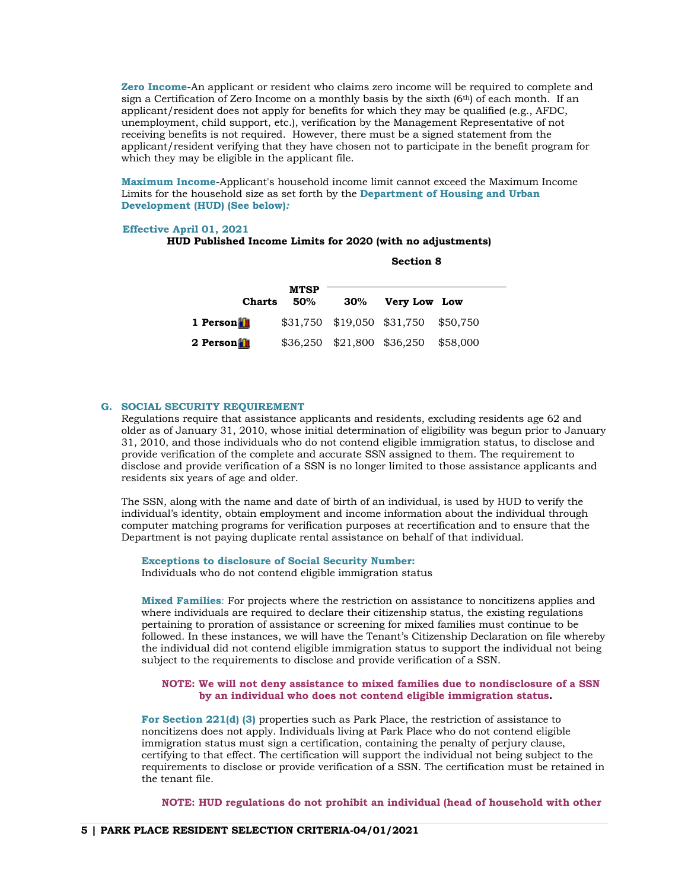**Zero Income**-An applicant or resident who claims zero income will be required to complete and sign a Certification of Zero Income on a monthly basis by the sixth (6th) of each month. If an applicant/resident does not apply for benefits for which they may be qualified (e.g., AFDC, unemployment, child support, etc.), verification by the Management Representative of not receiving benefits is not required. However, there must be a signed statement from the applicant/resident verifying that they have chosen not to participate in the benefit program for which they may be eligible in the applicant file.

**Maximum Income**-Applicant's household income limit cannot exceed the Maximum Income Limits for the household size as set forth by the **Department of Housing and Urban Development (HUD) (See below)*:***

**Effective April 01, 2021**

**HUD Published Income Limits for 2020 (with no adjustments)**

| Charts | MTSP 50% | Section 8 30% | Section 8 Very Low | Section 8 Low |
|---|---|---|---|---|
| **1 Person** | $31,750 | $19,050 | $31,750 | $50,750 |
| **2 Person** | $36,250 | $21,800 | $36,250 | $58,000 |

## G. SOCIAL SECURITY REQUIREMENT

Regulations require that assistance applicants and residents, excluding residents age 62 and older as of January 31, 2010, whose initial determination of eligibility was begun prior to January 31, 2010, and those individuals who do not contend eligible immigration status, to disclose and provide verification of the complete and accurate SSN assigned to them. The requirement to disclose and provide verification of a SSN is no longer limited to those assistance applicants and residents six years of age and older.

The SSN, along with the name and date of birth of an individual, is used by HUD to verify the individual's identity, obtain employment and income information about the individual through computer matching programs for verification purposes at recertification and to ensure that the Department is not paying duplicate rental assistance on behalf of that individual.

**Exceptions to disclosure of Social Security Number:**
Individuals who do not contend eligible immigration status

**Mixed Families**: For projects where the restriction on assistance to noncitizens applies and where individuals are required to declare their citizenship status, the existing regulations pertaining to proration of assistance or screening for mixed families must continue to be followed. In these instances, we will have the Tenant's Citizenship Declaration on file whereby the individual did not contend eligible immigration status to support the individual not being subject to the requirements to disclose and provide verification of a SSN.

**NOTE: We will not deny assistance to mixed families due to nondisclosure of a SSN by an individual who does not contend eligible immigration status.**

**For Section 221(d) (3)** properties such as Park Place, the restriction of assistance to noncitizens does not apply. Individuals living at Park Place who do not contend eligible immigration status must sign a certification, containing the penalty of perjury clause, certifying to that effect. The certification will support the individual not being subject to the requirements to disclose or provide verification of a SSN. The certification must be retained in the tenant file.

**NOTE: HUD regulations do not prohibit an individual (head of household with other**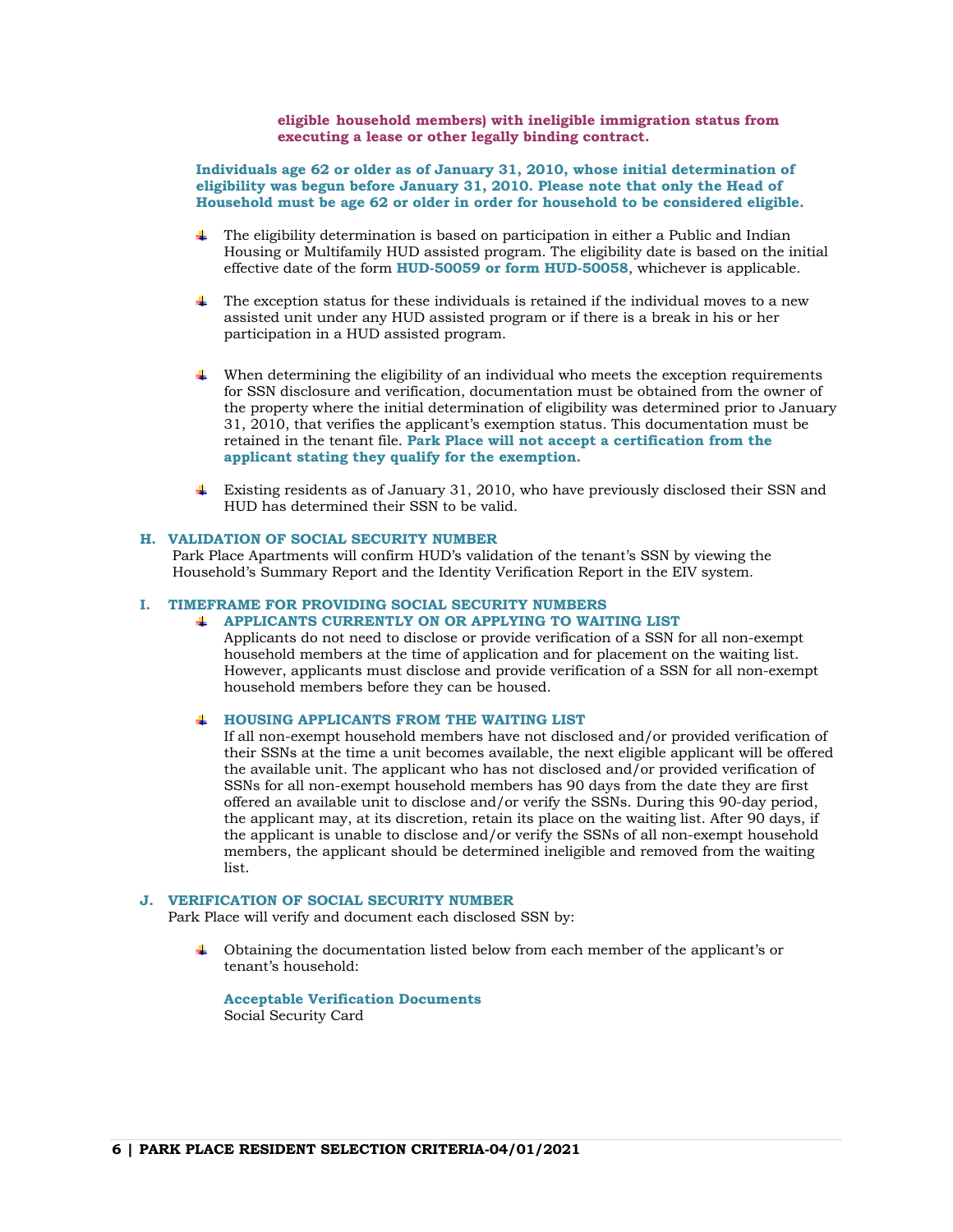**eligible household members) with ineligible immigration status from executing a lease or other legally binding contract.**

**Individuals age 62 or older as of January 31, 2010, whose initial determination of eligibility was begun before January 31, 2010. Please note that only the Head of Household must be age 62 or older in order for household to be considered eligible.**

- The eligibility determination is based on participation in either a Public and Indian Housing or Multifamily HUD assisted program. The eligibility date is based on the initial effective date of the form **HUD-50059 or form HUD-50058**, whichever is applicable.
- The exception status for these individuals is retained if the individual moves to a new assisted unit under any HUD assisted program or if there is a break in his or her participation in a HUD assisted program.
- When determining the eligibility of an individual who meets the exception requirements for SSN disclosure and verification, documentation must be obtained from the owner of the property where the initial determination of eligibility was determined prior to January 31, 2010, that verifies the applicant's exemption status. This documentation must be retained in the tenant file. **Park Place will not accept a certification from the applicant stating they qualify for the exemption.**
- Existing residents as of January 31, 2010, who have previously disclosed their SSN and HUD has determined their SSN to be valid.

## H. VALIDATION OF SOCIAL SECURITY NUMBER

Park Place Apartments will confirm HUD's validation of the tenant's SSN by viewing the Household's Summary Report and the Identity Verification Report in the EIV system.

## I. TIMEFRAME FOR PROVIDING SOCIAL SECURITY NUMBERS

- **APPLICANTS CURRENTLY ON OR APPLYING TO WAITING LIST**

  Applicants do not need to disclose or provide verification of a SSN for all non-exempt household members at the time of application and for placement on the waiting list. However, applicants must disclose and provide verification of a SSN for all non-exempt household members before they can be housed.

- **HOUSING APPLICANTS FROM THE WAITING LIST**

  If all non-exempt household members have not disclosed and/or provided verification of their SSNs at the time a unit becomes available, the next eligible applicant will be offered the available unit. The applicant who has not disclosed and/or provided verification of SSNs for all non-exempt household members has 90 days from the date they are first offered an available unit to disclose and/or verify the SSNs. During this 90-day period, the applicant may, at its discretion, retain its place on the waiting list. After 90 days, if the applicant is unable to disclose and/or verify the SSNs of all non-exempt household members, the applicant should be determined ineligible and removed from the waiting list.

## J. VERIFICATION OF SOCIAL SECURITY NUMBER

Park Place will verify and document each disclosed SSN by:

- Obtaining the documentation listed below from each member of the applicant's or tenant's household:

  **Acceptable Verification Documents**
  Social Security Card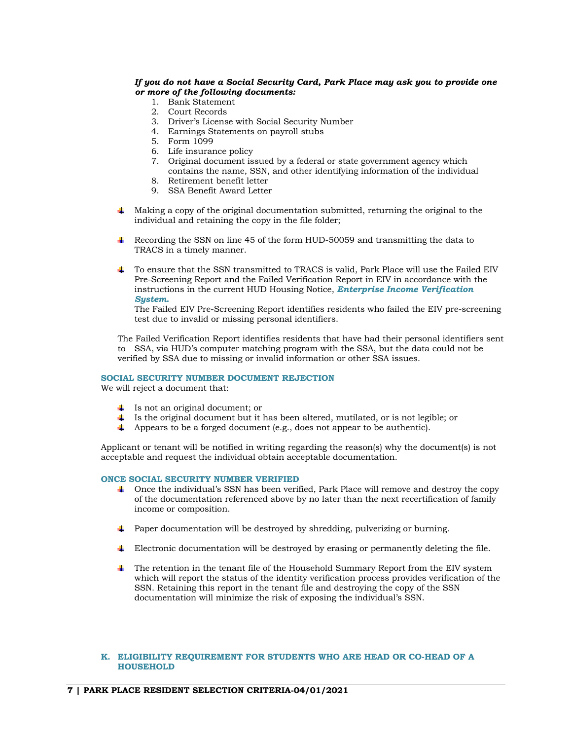***If you do not have a Social Security Card, Park Place may ask you to provide one or more of the following documents:***

1. Bank Statement
2. Court Records
3. Driver's License with Social Security Number
4. Earnings Statements on payroll stubs
5. Form 1099
6. Life insurance policy
7. Original document issued by a federal or state government agency which contains the name, SSN, and other identifying information of the individual
8. Retirement benefit letter
9. SSA Benefit Award Letter

- Making a copy of the original documentation submitted, returning the original to the individual and retaining the copy in the file folder;

- Recording the SSN on line 45 of the form HUD-50059 and transmitting the data to TRACS in a timely manner.

- To ensure that the SSN transmitted to TRACS is valid, Park Place will use the Failed EIV Pre-Screening Report and the Failed Verification Report in EIV in accordance with the instructions in the current HUD Housing Notice, ***Enterprise Income Verification System.***
  The Failed EIV Pre-Screening Report identifies residents who failed the EIV pre-screening test due to invalid or missing personal identifiers.

The Failed Verification Report identifies residents that have had their personal identifiers sent to SSA, via HUD's computer matching program with the SSA, but the data could not be verified by SSA due to missing or invalid information or other SSA issues.

**SOCIAL SECURITY NUMBER DOCUMENT REJECTION**

We will reject a document that:

- Is not an original document; or
- Is the original document but it has been altered, mutilated, or is not legible; or
- Appears to be a forged document (e.g., does not appear to be authentic).

Applicant or tenant will be notified in writing regarding the reason(s) why the document(s) is not acceptable and request the individual obtain acceptable documentation.

**ONCE SOCIAL SECURITY NUMBER VERIFIED**

- Once the individual's SSN has been verified, Park Place will remove and destroy the copy of the documentation referenced above by no later than the next recertification of family income or composition.

- Paper documentation will be destroyed by shredding, pulverizing or burning.

- Electronic documentation will be destroyed by erasing or permanently deleting the file.

- The retention in the tenant file of the Household Summary Report from the EIV system which will report the status of the identity verification process provides verification of the SSN. Retaining this report in the tenant file and destroying the copy of the SSN documentation will minimize the risk of exposing the individual's SSN.

## K. ELIGIBILITY REQUIREMENT FOR STUDENTS WHO ARE HEAD OR CO-HEAD OF A HOUSEHOLD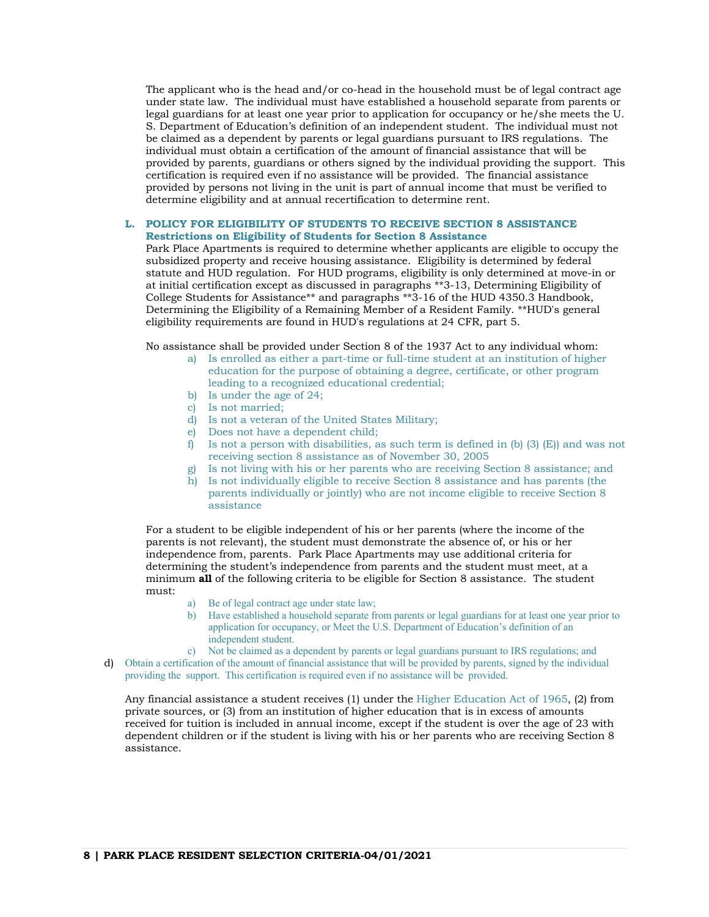The applicant who is the head and/or co-head in the household must be of legal contract age under state law. The individual must have established a household separate from parents or legal guardians for at least one year prior to application for occupancy or he/she meets the U. S. Department of Education's definition of an independent student. The individual must not be claimed as a dependent by parents or legal guardians pursuant to IRS regulations. The individual must obtain a certification of the amount of financial assistance that will be provided by parents, guardians or others signed by the individual providing the support. This certification is required even if no assistance will be provided. The financial assistance provided by persons not living in the unit is part of annual income that must be verified to determine eligibility and at annual recertification to determine rent.

### L. POLICY FOR ELIGIBILITY OF STUDENTS TO RECEIVE SECTION 8 ASSISTANCE

**Restrictions on Eligibility of Students for Section 8 Assistance**

Park Place Apartments is required to determine whether applicants are eligible to occupy the subsidized property and receive housing assistance. Eligibility is determined by federal statute and HUD regulation. For HUD programs, eligibility is only determined at move-in or at initial certification except as discussed in paragraphs **3-13, Determining Eligibility of College Students for Assistance** and paragraphs **3-16 of the HUD 4350.3 Handbook, Determining the Eligibility of a Remaining Member of a Resident Family. **HUD's general eligibility requirements are found in HUD's regulations at 24 CFR, part 5.

No assistance shall be provided under Section 8 of the 1937 Act to any individual whom:

a) Is enrolled as either a part-time or full-time student at an institution of higher education for the purpose of obtaining a degree, certificate, or other program leading to a recognized educational credential;
b) Is under the age of 24;
c) Is not married;
d) Is not a veteran of the United States Military;
e) Does not have a dependent child;
f) Is not a person with disabilities, as such term is defined in (b) (3) (E)) and was not receiving section 8 assistance as of November 30, 2005
g) Is not living with his or her parents who are receiving Section 8 assistance; and
h) Is not individually eligible to receive Section 8 assistance and has parents (the parents individually or jointly) who are not income eligible to receive Section 8 assistance

For a student to be eligible independent of his or her parents (where the income of the parents is not relevant), the student must demonstrate the absence of, or his or her independence from, parents. Park Place Apartments may use additional criteria for determining the student's independence from parents and the student must meet, at a minimum **all** of the following criteria to be eligible for Section 8 assistance. The student must:

a) Be of legal contract age under state law;
b) Have established a household separate from parents or legal guardians for at least one year prior to application for occupancy, or Meet the U.S. Department of Education's definition of an independent student.
c) Not be claimed as a dependent by parents or legal guardians pursuant to IRS regulations; and
d) Obtain a certification of the amount of financial assistance that will be provided by parents, signed by the individual providing the support. This certification is required even if no assistance will be provided.

Any financial assistance a student receives (1) under the Higher Education Act of 1965, (2) from private sources, or (3) from an institution of higher education that is in excess of amounts received for tuition is included in annual income, except if the student is over the age of 23 with dependent children or if the student is living with his or her parents who are receiving Section 8 assistance.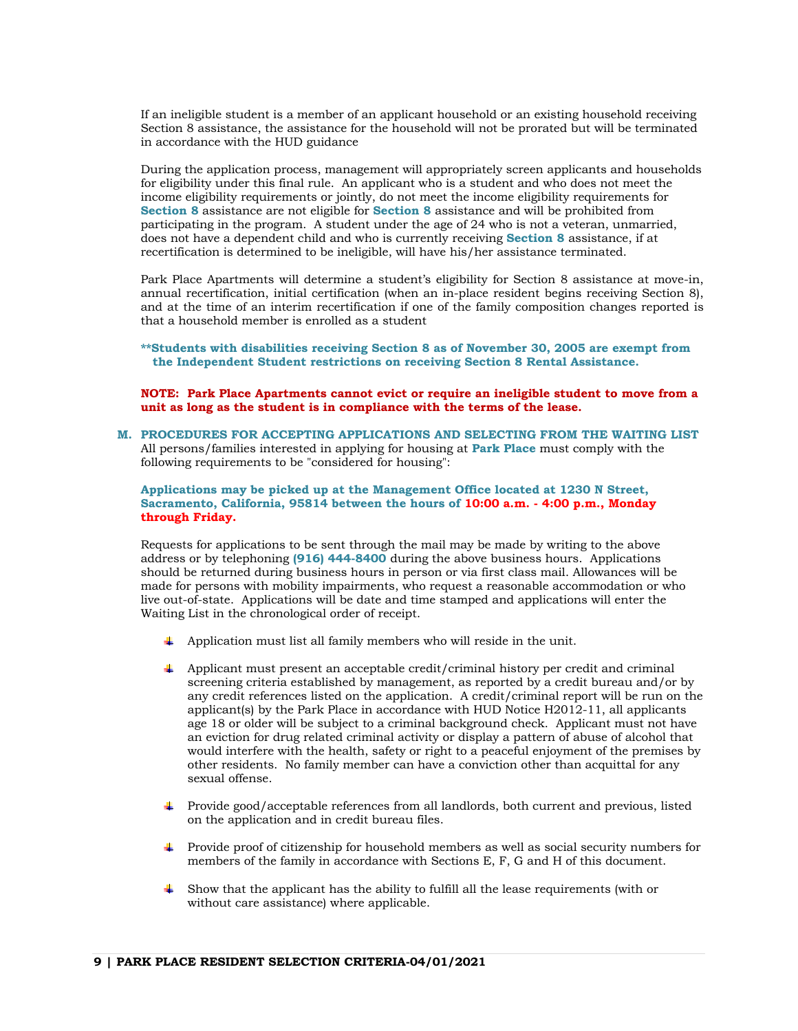If an ineligible student is a member of an applicant household or an existing household receiving Section 8 assistance, the assistance for the household will not be prorated but will be terminated in accordance with the HUD guidance

During the application process, management will appropriately screen applicants and households for eligibility under this final rule. An applicant who is a student and who does not meet the income eligibility requirements or jointly, do not meet the income eligibility requirements for **Section 8** assistance are not eligible for **Section 8** assistance and will be prohibited from participating in the program. A student under the age of 24 who is not a veteran, unmarried, does not have a dependent child and who is currently receiving **Section 8** assistance, if at recertification is determined to be ineligible, will have his/her assistance terminated.

Park Place Apartments will determine a student's eligibility for Section 8 assistance at move-in, annual recertification, initial certification (when an in-place resident begins receiving Section 8), and at the time of an interim recertification if one of the family composition changes reported is that a household member is enrolled as a student

**\*\*Students with disabilities receiving Section 8 as of November 30, 2005 are exempt from the Independent Student restrictions on receiving Section 8 Rental Assistance.**

**NOTE: Park Place Apartments cannot evict or require an ineligible student to move from a unit as long as the student is in compliance with the terms of the lease.**

## M. PROCEDURES FOR ACCEPTING APPLICATIONS AND SELECTING FROM THE WAITING LIST

All persons/families interested in applying for housing at **Park Place** must comply with the following requirements to be "considered for housing":

**Applications may be picked up at the Management Office located at 1230 N Street, Sacramento, California, 95814 between the hours of 10:00 a.m. - 4:00 p.m., Monday through Friday.**

Requests for applications to be sent through the mail may be made by writing to the above address or by telephoning **(916) 444-8400** during the above business hours. Applications should be returned during business hours in person or via first class mail. Allowances will be made for persons with mobility impairments, who request a reasonable accommodation or who live out-of-state. Applications will be date and time stamped and applications will enter the Waiting List in the chronological order of receipt.

- Application must list all family members who will reside in the unit.
- Applicant must present an acceptable credit/criminal history per credit and criminal screening criteria established by management, as reported by a credit bureau and/or by any credit references listed on the application. A credit/criminal report will be run on the applicant(s) by the Park Place in accordance with HUD Notice H2012-11, all applicants age 18 or older will be subject to a criminal background check. Applicant must not have an eviction for drug related criminal activity or display a pattern of abuse of alcohol that would interfere with the health, safety or right to a peaceful enjoyment of the premises by other residents. No family member can have a conviction other than acquittal for any sexual offense.
- Provide good/acceptable references from all landlords, both current and previous, listed on the application and in credit bureau files.
- Provide proof of citizenship for household members as well as social security numbers for members of the family in accordance with Sections E, F, G and H of this document.
- Show that the applicant has the ability to fulfill all the lease requirements (with or without care assistance) where applicable.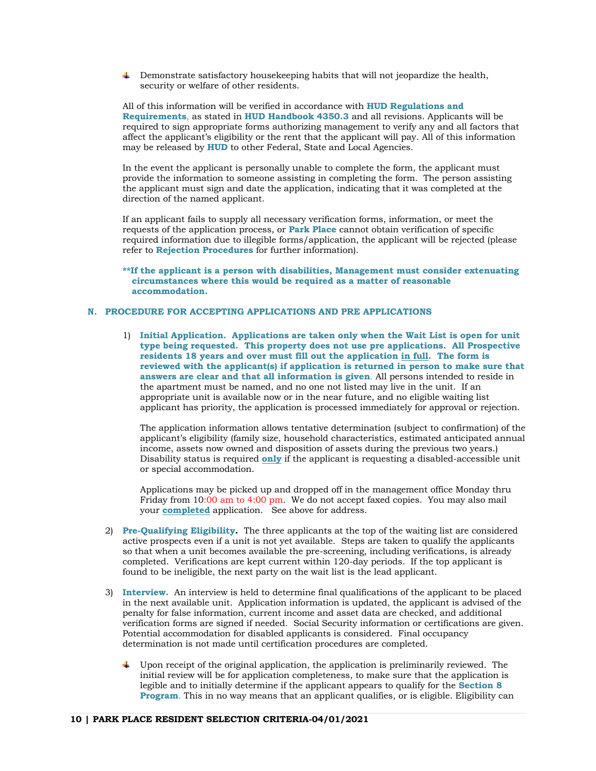- Demonstrate satisfactory housekeeping habits that will not jeopardize the health, security or welfare of other residents.

All of this information will be verified in accordance with **HUD Regulations and Requirements**, as stated in **HUD Handbook 4350.3** and all revisions. Applicants will be required to sign appropriate forms authorizing management to verify any and all factors that affect the applicant's eligibility or the rent that the applicant will pay. All of this information may be released by **HUD** to other Federal, State and Local Agencies.

In the event the applicant is personally unable to complete the form, the applicant must provide the information to someone assisting in completing the form. The person assisting the applicant must sign and date the application, indicating that it was completed at the direction of the named applicant.

If an applicant fails to supply all necessary verification forms, information, or meet the requests of the application process, or **Park Place** cannot obtain verification of specific required information due to illegible forms/application, the applicant will be rejected (please refer to **Rejection Procedures** for further information).

**\*\*If the applicant is a person with disabilities, Management must consider extenuating circumstances where this would be required as a matter of reasonable accommodation.**

## N. PROCEDURE FOR ACCEPTING APPLICATIONS AND PRE APPLICATIONS

1) **Initial Application. Applications are taken only when the Wait List is open for unit type being requested. This property does not use pre applications. All Prospective residents 18 years and over must fill out the application <u>in full</u>. The form is reviewed with the applicant(s) if application is returned in person to make sure that answers are clear and that all information is given**. All persons intended to reside in the apartment must be named, and no one not listed may live in the unit. If an appropriate unit is available now or in the near future, and no eligible waiting list applicant has priority, the application is processed immediately for approval or rejection.

   The application information allows tentative determination (subject to confirmation) of the applicant's eligibility (family size, household characteristics, estimated anticipated annual income, assets now owned and disposition of assets during the previous two years.) Disability status is required **<u>only</u>** if the applicant is requesting a disabled-accessible unit or special accommodation.

   Applications may be picked up and dropped off in the management office Monday thru Friday from 10:00 am to 4:00 pm. We do not accept faxed copies. You may also mail your **<u>completed</u>** application. See above for address.

2) **Pre-Qualifying Eligibility.** The three applicants at the top of the waiting list are considered active prospects even if a unit is not yet available. Steps are taken to qualify the applicants so that when a unit becomes available the pre-screening, including verifications, is already completed. Verifications are kept current within 120-day periods. If the top applicant is found to be ineligible, the next party on the wait list is the lead applicant.

3) **Interview.** An interview is held to determine final qualifications of the applicant to be placed in the next available unit. Application information is updated, the applicant is advised of the penalty for false information, current income and asset data are checked, and additional verification forms are signed if needed. Social Security information or certifications are given. Potential accommodation for disabled applicants is considered. Final occupancy determination is not made until certification procedures are completed.

   - Upon receipt of the original application, the application is preliminarily reviewed. The initial review will be for application completeness, to make sure that the application is legible and to initially determine if the applicant appears to qualify for the **Section 8 Program**. This in no way means that an applicant qualifies, or is eligible. Eligibility can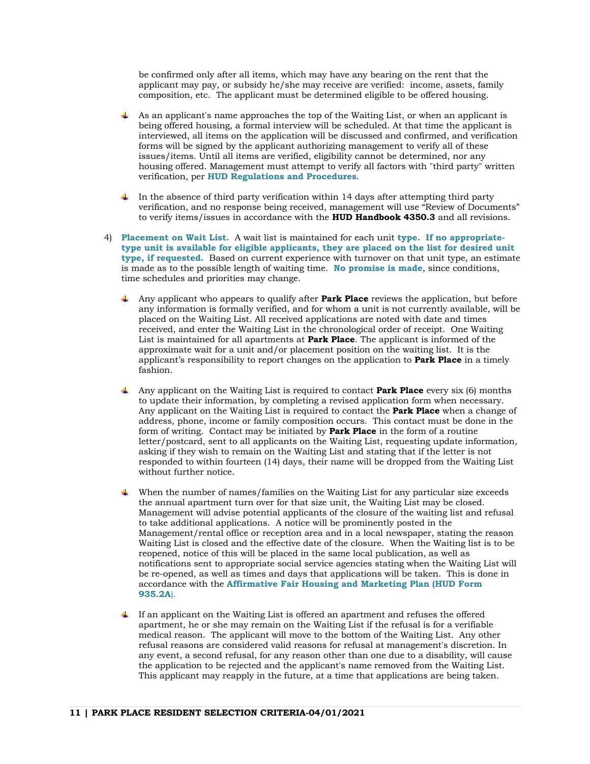be confirmed only after all items, which may have any bearing on the rent that the applicant may pay, or subsidy he/she may receive are verified: income, assets, family composition, etc. The applicant must be determined eligible to be offered housing.

- As an applicant's name approaches the top of the Waiting List, or when an applicant is being offered housing, a formal interview will be scheduled. At that time the applicant is interviewed, all items on the application will be discussed and confirmed, and verification forms will be signed by the applicant authorizing management to verify all of these issues/items. Until all items are verified, eligibility cannot be determined, nor any housing offered. Management must attempt to verify all factors with "third party" written verification, per **HUD Regulations and Procedures**.

- In the absence of third party verification within 14 days after attempting third party verification, and no response being received, management will use "Review of Documents" to verify items/issues in accordance with the **HUD Handbook 4350.3** and all revisions.

4) **Placement on Wait List.** A wait list is maintained for each unit **type. If no appropriate-type unit is available for eligible applicants, they are placed on the list for desired unit type, if requested.** Based on current experience with turnover on that unit type, an estimate is made as to the possible length of waiting time. **No promise is made**, since conditions, time schedules and priorities may change.

   - Any applicant who appears to qualify after **Park Place** reviews the application, but before any information is formally verified, and for whom a unit is not currently available, will be placed on the Waiting List. All received applications are noted with date and times received, and enter the Waiting List in the chronological order of receipt. One Waiting List is maintained for all apartments at **Park Place**. The applicant is informed of the approximate wait for a unit and/or placement position on the waiting list. It is the applicant's responsibility to report changes on the application to **Park Place** in a timely fashion.

   - Any applicant on the Waiting List is required to contact **Park Place** every six (6) months to update their information, by completing a revised application form when necessary. Any applicant on the Waiting List is required to contact the **Park Place** when a change of address, phone, income or family composition occurs. This contact must be done in the form of writing. Contact may be initiated by **Park Place** in the form of a routine letter/postcard, sent to all applicants on the Waiting List, requesting update information, asking if they wish to remain on the Waiting List and stating that if the letter is not responded to within fourteen (14) days, their name will be dropped from the Waiting List without further notice.

   - When the number of names/families on the Waiting List for any particular size exceeds the annual apartment turn over for that size unit, the Waiting List may be closed. Management will advise potential applicants of the closure of the waiting list and refusal to take additional applications. A notice will be prominently posted in the Management/rental office or reception area and in a local newspaper, stating the reason Waiting List is closed and the effective date of the closure. When the Waiting list is to be reopened, notice of this will be placed in the same local publication, as well as notifications sent to appropriate social service agencies stating when the Waiting List will be re-opened, as well as times and days that applications will be taken. This is done in accordance with the **Affirmative Fair Housing and Marketing Plan (HUD Form 935.2A)**.

   - If an applicant on the Waiting List is offered an apartment and refuses the offered apartment, he or she may remain on the Waiting List if the refusal is for a verifiable medical reason. The applicant will move to the bottom of the Waiting List. Any other refusal reasons are considered valid reasons for refusal at management's discretion. In any event, a second refusal, for any reason other than one due to a disability, will cause the application to be rejected and the applicant's name removed from the Waiting List. This applicant may reapply in the future, at a time that applications are being taken.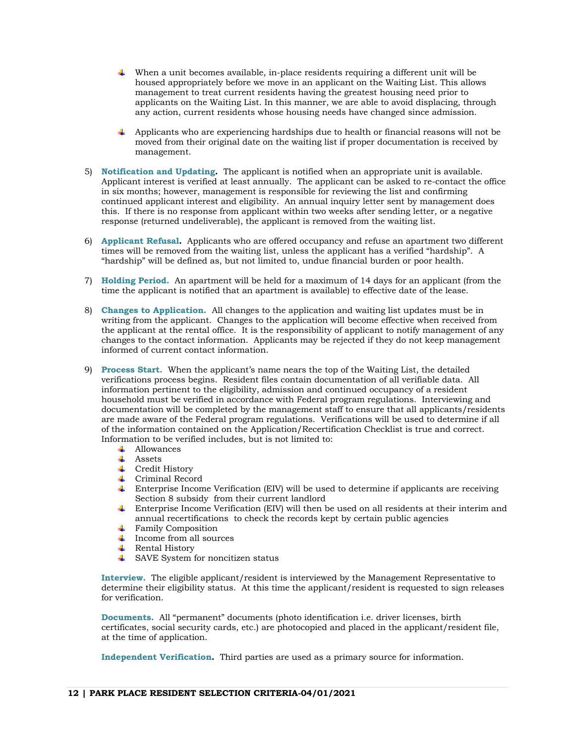- When a unit becomes available, in-place residents requiring a different unit will be housed appropriately before we move in an applicant on the Waiting List. This allows management to treat current residents having the greatest housing need prior to applicants on the Waiting List. In this manner, we are able to avoid displacing, through any action, current residents whose housing needs have changed since admission.

- Applicants who are experiencing hardships due to health or financial reasons will not be moved from their original date on the waiting list if proper documentation is received by management.

5) **Notification and Updating.** The applicant is notified when an appropriate unit is available. Applicant interest is verified at least annually. The applicant can be asked to re-contact the office in six months; however, management is responsible for reviewing the list and confirming continued applicant interest and eligibility. An annual inquiry letter sent by management does this. If there is no response from applicant within two weeks after sending letter, or a negative response (returned undeliverable), the applicant is removed from the waiting list.

6) **Applicant Refusal.** Applicants who are offered occupancy and refuse an apartment two different times will be removed from the waiting list, unless the applicant has a verified "hardship". A "hardship" will be defined as, but not limited to, undue financial burden or poor health.

7) **Holding Period.** An apartment will be held for a maximum of 14 days for an applicant (from the time the applicant is notified that an apartment is available) to effective date of the lease.

8) **Changes to Application.** All changes to the application and waiting list updates must be in writing from the applicant. Changes to the application will become effective when received from the applicant at the rental office. It is the responsibility of applicant to notify management of any changes to the contact information. Applicants may be rejected if they do not keep management informed of current contact information.

9) **Process Start.** When the applicant's name nears the top of the Waiting List, the detailed verifications process begins. Resident files contain documentation of all verifiable data. All information pertinent to the eligibility, admission and continued occupancy of a resident household must be verified in accordance with Federal program regulations. Interviewing and documentation will be completed by the management staff to ensure that all applicants/residents are made aware of the Federal program regulations. Verifications will be used to determine if all of the information contained on the Application/Recertification Checklist is true and correct. Information to be verified includes, but is not limited to:
   - Allowances
   - Assets
   - Credit History
   - Criminal Record
   - Enterprise Income Verification (EIV) will be used to determine if applicants are receiving Section 8 subsidy from their current landlord
   - Enterprise Income Verification (EIV) will then be used on all residents at their interim and annual recertifications to check the records kept by certain public agencies
   - Family Composition
   - Income from all sources
   - Rental History
   - SAVE System for noncitizen status

   **Interview.** The eligible applicant/resident is interviewed by the Management Representative to determine their eligibility status. At this time the applicant/resident is requested to sign releases for verification.

   **Documents.** All "permanent" documents (photo identification i.e. driver licenses, birth certificates, social security cards, etc.) are photocopied and placed in the applicant/resident file, at the time of application.

   **Independent Verification.** Third parties are used as a primary source for information.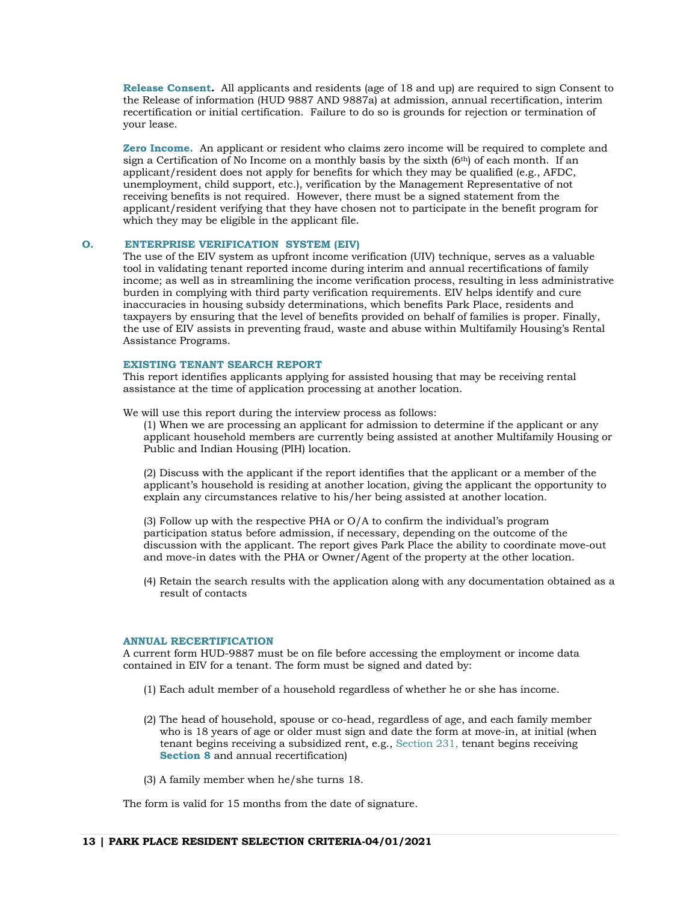**Release Consent.** All applicants and residents (age of 18 and up) are required to sign Consent to the Release of information (HUD 9887 AND 9887a) at admission, annual recertification, interim recertification or initial certification. Failure to do so is grounds for rejection or termination of your lease.

**Zero Income.** An applicant or resident who claims zero income will be required to complete and sign a Certification of No Income on a monthly basis by the sixth (6th) of each month. If an applicant/resident does not apply for benefits for which they may be qualified (e.g., AFDC, unemployment, child support, etc.), verification by the Management Representative of not receiving benefits is not required. However, there must be a signed statement from the applicant/resident verifying that they have chosen not to participate in the benefit program for which they may be eligible in the applicant file.

## O. ENTERPRISE VERIFICATION SYSTEM (EIV)

The use of the EIV system as upfront income verification (UIV) technique, serves as a valuable tool in validating tenant reported income during interim and annual recertifications of family income; as well as in streamlining the income verification process, resulting in less administrative burden in complying with third party verification requirements. EIV helps identify and cure inaccuracies in housing subsidy determinations, which benefits Park Place, residents and taxpayers by ensuring that the level of benefits provided on behalf of families is proper. Finally, the use of EIV assists in preventing fraud, waste and abuse within Multifamily Housing's Rental Assistance Programs.

### EXISTING TENANT SEARCH REPORT

This report identifies applicants applying for assisted housing that may be receiving rental assistance at the time of application processing at another location.

We will use this report during the interview process as follows:

(1) When we are processing an applicant for admission to determine if the applicant or any applicant household members are currently being assisted at another Multifamily Housing or Public and Indian Housing (PIH) location.

(2) Discuss with the applicant if the report identifies that the applicant or a member of the applicant's household is residing at another location, giving the applicant the opportunity to explain any circumstances relative to his/her being assisted at another location.

(3) Follow up with the respective PHA or O/A to confirm the individual's program participation status before admission, if necessary, depending on the outcome of the discussion with the applicant. The report gives Park Place the ability to coordinate move-out and move-in dates with the PHA or Owner/Agent of the property at the other location.

(4) Retain the search results with the application along with any documentation obtained as a result of contacts

### ANNUAL RECERTIFICATION

A current form HUD-9887 must be on file before accessing the employment or income data contained in EIV for a tenant. The form must be signed and dated by:

(1) Each adult member of a household regardless of whether he or she has income.

(2) The head of household, spouse or co-head, regardless of age, and each family member who is 18 years of age or older must sign and date the form at move-in, at initial (when tenant begins receiving a subsidized rent, e.g., Section 231, tenant begins receiving **Section 8** and annual recertification)

(3) A family member when he/she turns 18.

The form is valid for 15 months from the date of signature.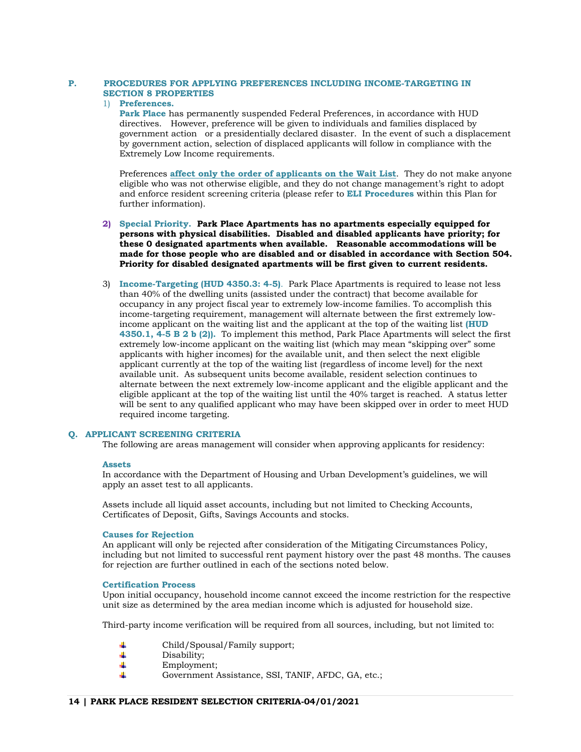## P. PROCEDURES FOR APPLYING PREFERENCES INCLUDING INCOME-TARGETING IN SECTION 8 PROPERTIES

1) **Preferences.**

**Park Place** has permanently suspended Federal Preferences, in accordance with HUD directives. However, preference will be given to individuals and families displaced by government action or a presidentially declared disaster. In the event of such a displacement by government action, selection of displaced applicants will follow in compliance with the Extremely Low Income requirements.

Preferences **affect only the order of applicants on the Wait List**. They do not make anyone eligible who was not otherwise eligible, and they do not change management's right to adopt and enforce resident screening criteria (please refer to **ELI Procedures** within this Plan for further information).

2) **Special Priority. Park Place Apartments has no apartments especially equipped for persons with physical disabilities. Disabled and disabled applicants have priority; for these 0 designated apartments when available. Reasonable accommodations will be made for those people who are disabled and or disabled in accordance with Section 504. Priority for disabled designated apartments will be first given to current residents.**

3) **Income-Targeting (HUD 4350.3: 4-5)**. Park Place Apartments is required to lease not less than 40% of the dwelling units (assisted under the contract) that become available for occupancy in any project fiscal year to extremely low-income families. To accomplish this income-targeting requirement, management will alternate between the first extremely low-income applicant on the waiting list and the applicant at the top of the waiting list **(HUD 4350.1, 4-5 B 2 b (2)).** To implement this method, Park Place Apartments will select the first extremely low-income applicant on the waiting list (which may mean "skipping over" some applicants with higher incomes) for the available unit, and then select the next eligible applicant currently at the top of the waiting list (regardless of income level) for the next available unit. As subsequent units become available, resident selection continues to alternate between the next extremely low-income applicant and the eligible applicant and the eligible applicant at the top of the waiting list until the 40% target is reached. A status letter will be sent to any qualified applicant who may have been skipped over in order to meet HUD required income targeting.

## Q. APPLICANT SCREENING CRITERIA

The following are areas management will consider when approving applicants for residency:

### Assets

In accordance with the Department of Housing and Urban Development's guidelines, we will apply an asset test to all applicants.

Assets include all liquid asset accounts, including but not limited to Checking Accounts, Certificates of Deposit, Gifts, Savings Accounts and stocks.

### Causes for Rejection

An applicant will only be rejected after consideration of the Mitigating Circumstances Policy, including but not limited to successful rent payment history over the past 48 months. The causes for rejection are further outlined in each of the sections noted below.

### Certification Process

Upon initial occupancy, household income cannot exceed the income restriction for the respective unit size as determined by the area median income which is adjusted for household size.

Third-party income verification will be required from all sources, including, but not limited to:

- Child/Spousal/Family support;
- Disability;
- Employment;
- Government Assistance, SSI, TANIF, AFDC, GA, etc.;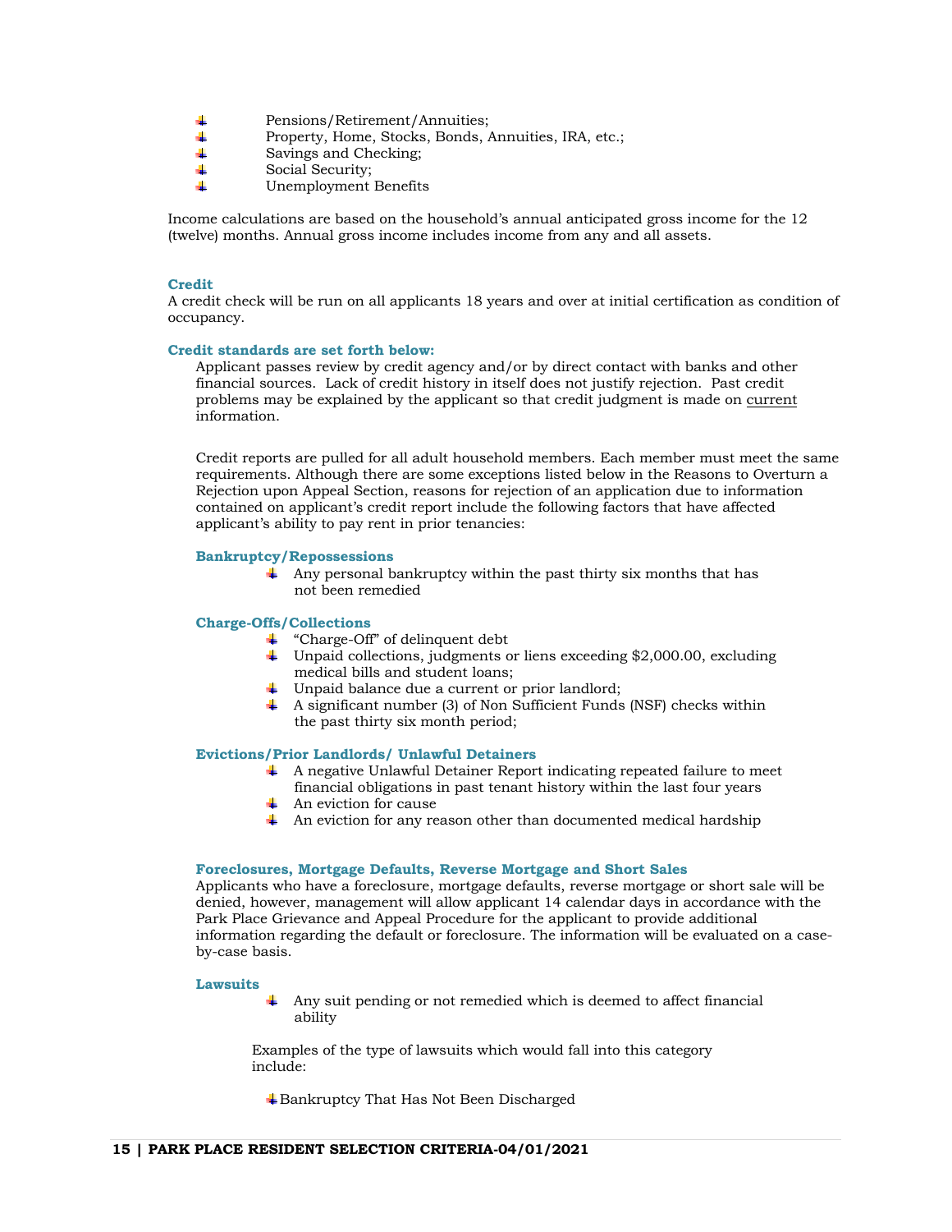- Pensions/Retirement/Annuities;
- Property, Home, Stocks, Bonds, Annuities, IRA, etc.;
- Savings and Checking;
- Social Security;
- Unemployment Benefits

Income calculations are based on the household's annual anticipated gross income for the 12 (twelve) months. Annual gross income includes income from any and all assets.

### Credit

A credit check will be run on all applicants 18 years and over at initial certification as condition of occupancy.

### Credit standards are set forth below:

Applicant passes review by credit agency and/or by direct contact with banks and other financial sources. Lack of credit history in itself does not justify rejection. Past credit problems may be explained by the applicant so that credit judgment is made on <u>current</u> information.

Credit reports are pulled for all adult household members. Each member must meet the same requirements. Although there are some exceptions listed below in the Reasons to Overturn a Rejection upon Appeal Section, reasons for rejection of an application due to information contained on applicant's credit report include the following factors that have affected applicant's ability to pay rent in prior tenancies:

#### Bankruptcy/Repossessions

- Any personal bankruptcy within the past thirty six months that has not been remedied

#### Charge-Offs/Collections

- "Charge-Off" of delinquent debt
- Unpaid collections, judgments or liens exceeding $2,000.00, excluding medical bills and student loans;
- Unpaid balance due a current or prior landlord;
- A significant number (3) of Non Sufficient Funds (NSF) checks within the past thirty six month period;

#### Evictions/Prior Landlords/ Unlawful Detainers

- A negative Unlawful Detainer Report indicating repeated failure to meet financial obligations in past tenant history within the last four years
- An eviction for cause
- An eviction for any reason other than documented medical hardship

#### Foreclosures, Mortgage Defaults, Reverse Mortgage and Short Sales

Applicants who have a foreclosure, mortgage defaults, reverse mortgage or short sale will be denied, however, management will allow applicant 14 calendar days in accordance with the Park Place Grievance and Appeal Procedure for the applicant to provide additional information regarding the default or foreclosure. The information will be evaluated on a case-by-case basis.

#### Lawsuits

- Any suit pending or not remedied which is deemed to affect financial ability

Examples of the type of lawsuits which would fall into this category include:

- Bankruptcy That Has Not Been Discharged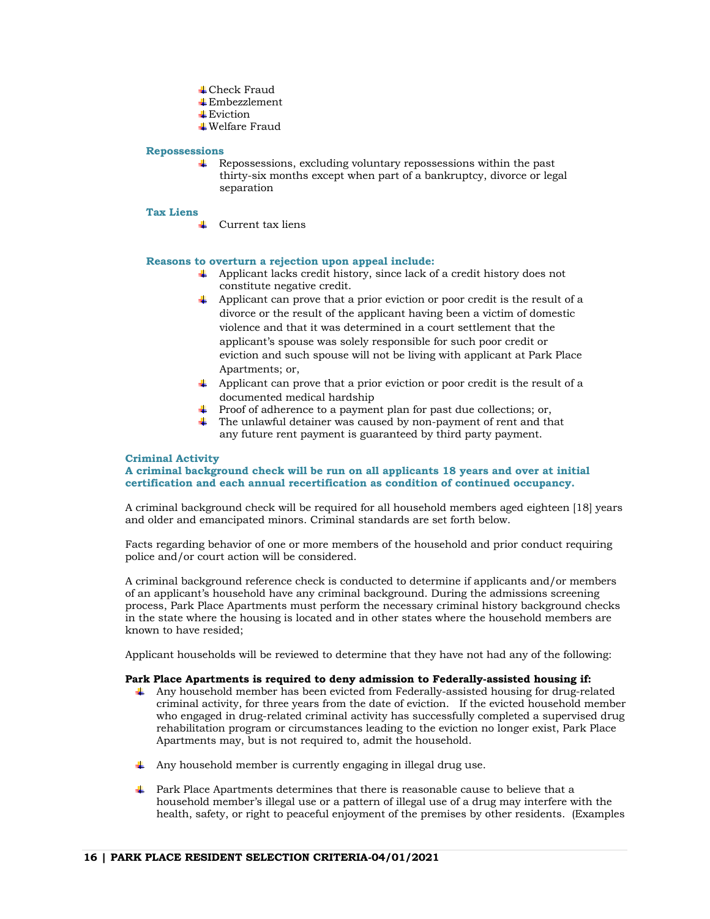- Check Fraud
- Embezzlement
- Eviction
- Welfare Fraud

**Repossessions**

- Repossessions, excluding voluntary repossessions within the past thirty-six months except when part of a bankruptcy, divorce or legal separation

**Tax Liens**

- Current tax liens

**Reasons to overturn a rejection upon appeal include:**

- Applicant lacks credit history, since lack of a credit history does not constitute negative credit.
- Applicant can prove that a prior eviction or poor credit is the result of a divorce or the result of the applicant having been a victim of domestic violence and that it was determined in a court settlement that the applicant's spouse was solely responsible for such poor credit or eviction and such spouse will not be living with applicant at Park Place Apartments; or,
- Applicant can prove that a prior eviction or poor credit is the result of a documented medical hardship
- Proof of adherence to a payment plan for past due collections; or,
- The unlawful detainer was caused by non-payment of rent and that any future rent payment is guaranteed by third party payment.

**Criminal Activity**

**A criminal background check will be run on all applicants 18 years and over at initial certification and each annual recertification as condition of continued occupancy.**

A criminal background check will be required for all household members aged eighteen [18] years and older and emancipated minors. Criminal standards are set forth below.

Facts regarding behavior of one or more members of the household and prior conduct requiring police and/or court action will be considered.

A criminal background reference check is conducted to determine if applicants and/or members of an applicant's household have any criminal background. During the admissions screening process, Park Place Apartments must perform the necessary criminal history background checks in the state where the housing is located and in other states where the household members are known to have resided;

Applicant households will be reviewed to determine that they have not had any of the following:

**Park Place Apartments is required to deny admission to Federally-assisted housing if:**

- Any household member has been evicted from Federally-assisted housing for drug-related criminal activity, for three years from the date of eviction. If the evicted household member who engaged in drug-related criminal activity has successfully completed a supervised drug rehabilitation program or circumstances leading to the eviction no longer exist, Park Place Apartments may, but is not required to, admit the household.
- Any household member is currently engaging in illegal drug use.
- Park Place Apartments determines that there is reasonable cause to believe that a household member's illegal use or a pattern of illegal use of a drug may interfere with the health, safety, or right to peaceful enjoyment of the premises by other residents. (Examples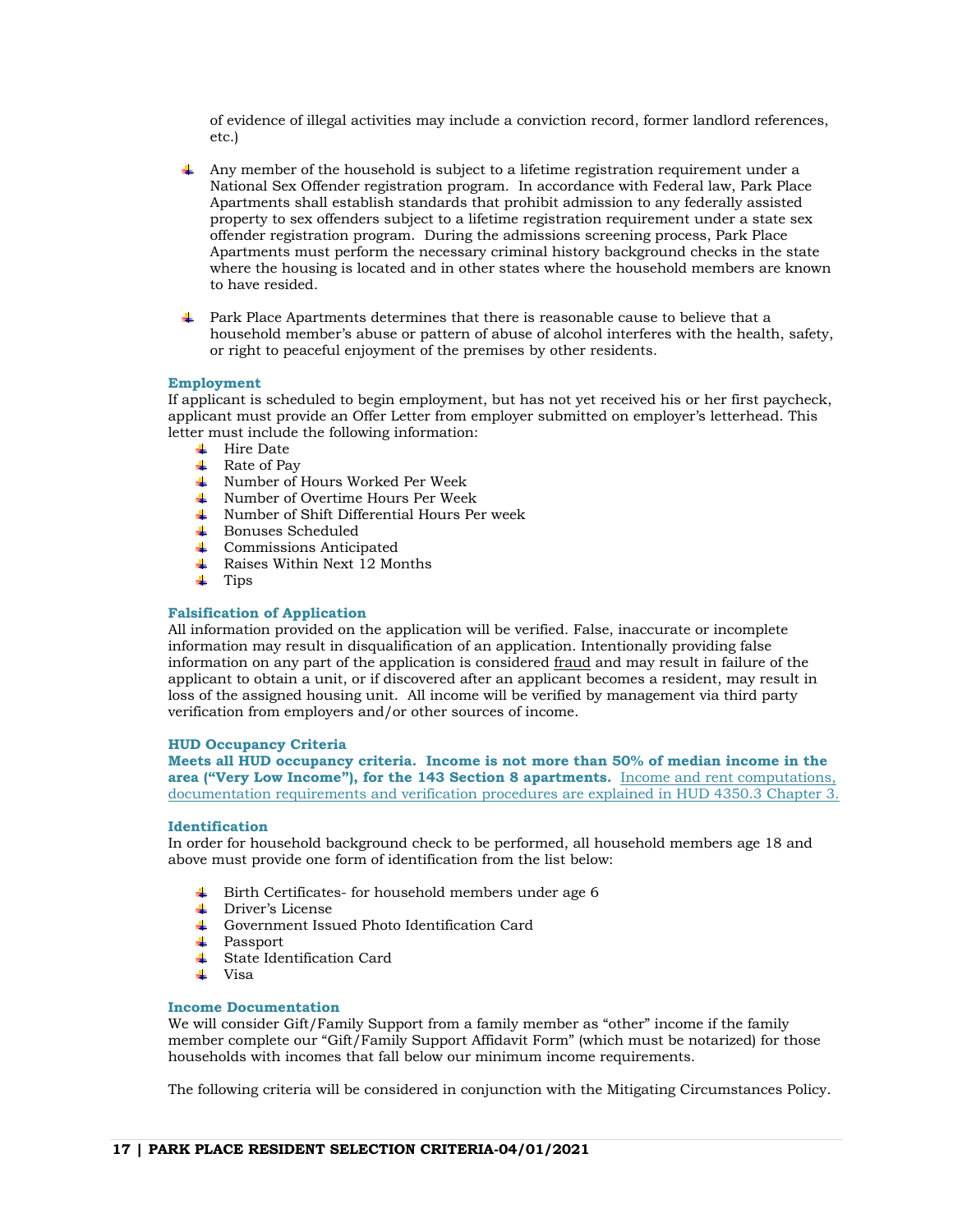of evidence of illegal activities may include a conviction record, former landlord references, etc.)

- Any member of the household is subject to a lifetime registration requirement under a National Sex Offender registration program. In accordance with Federal law, Park Place Apartments shall establish standards that prohibit admission to any federally assisted property to sex offenders subject to a lifetime registration requirement under a state sex offender registration program. During the admissions screening process, Park Place Apartments must perform the necessary criminal history background checks in the state where the housing is located and in other states where the household members are known to have resided.

- Park Place Apartments determines that there is reasonable cause to believe that a household member's abuse or pattern of abuse of alcohol interferes with the health, safety, or right to peaceful enjoyment of the premises by other residents.

### Employment

If applicant is scheduled to begin employment, but has not yet received his or her first paycheck, applicant must provide an Offer Letter from employer submitted on employer's letterhead. This letter must include the following information:

- Hire Date
- Rate of Pay
- Number of Hours Worked Per Week
- Number of Overtime Hours Per Week
- Number of Shift Differential Hours Per week
- Bonuses Scheduled
- Commissions Anticipated
- Raises Within Next 12 Months
- Tips

### Falsification of Application

All information provided on the application will be verified. False, inaccurate or incomplete information may result in disqualification of an application. Intentionally providing false information on any part of the application is considered fraud and may result in failure of the applicant to obtain a unit, or if discovered after an applicant becomes a resident, may result in loss of the assigned housing unit. All income will be verified by management via third party verification from employers and/or other sources of income.

### HUD Occupancy Criteria

**Meets all HUD occupancy criteria. Income is not more than 50% of median income in the area ("Very Low Income"), for the 143 Section 8 apartments.** Income and rent computations, documentation requirements and verification procedures are explained in HUD 4350.3 Chapter 3.

### Identification

In order for household background check to be performed, all household members age 18 and above must provide one form of identification from the list below:

- Birth Certificates- for household members under age 6
- Driver's License
- Government Issued Photo Identification Card
- Passport
- State Identification Card
- Visa

### Income Documentation

We will consider Gift/Family Support from a family member as "other" income if the family member complete our "Gift/Family Support Affidavit Form" (which must be notarized) for those households with incomes that fall below our minimum income requirements.

The following criteria will be considered in conjunction with the Mitigating Circumstances Policy.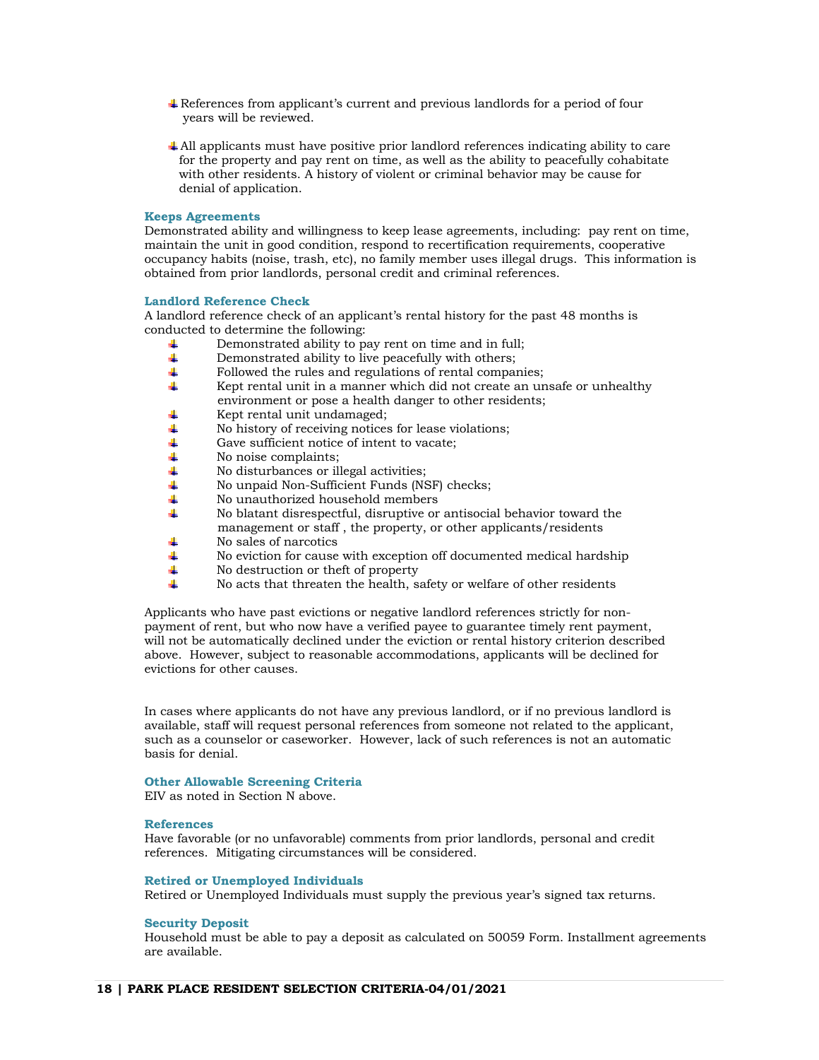- References from applicant's current and previous landlords for a period of four years will be reviewed.

- All applicants must have positive prior landlord references indicating ability to care for the property and pay rent on time, as well as the ability to peacefully cohabitate with other residents. A history of violent or criminal behavior may be cause for denial of application.

**Keeps Agreements**

Demonstrated ability and willingness to keep lease agreements, including: pay rent on time, maintain the unit in good condition, respond to recertification requirements, cooperative occupancy habits (noise, trash, etc), no family member uses illegal drugs. This information is obtained from prior landlords, personal credit and criminal references.

**Landlord Reference Check**

A landlord reference check of an applicant's rental history for the past 48 months is conducted to determine the following:

- Demonstrated ability to pay rent on time and in full;
- Demonstrated ability to live peacefully with others;
- Followed the rules and regulations of rental companies;
- Kept rental unit in a manner which did not create an unsafe or unhealthy environment or pose a health danger to other residents;
- Kept rental unit undamaged;
- No history of receiving notices for lease violations;
- Gave sufficient notice of intent to vacate;
- No noise complaints;
- No disturbances or illegal activities;
- No unpaid Non-Sufficient Funds (NSF) checks;
- No unauthorized household members
- No blatant disrespectful, disruptive or antisocial behavior toward the management or staff , the property, or other applicants/residents
- No sales of narcotics
- No eviction for cause with exception off documented medical hardship
- No destruction or theft of property
- No acts that threaten the health, safety or welfare of other residents

Applicants who have past evictions or negative landlord references strictly for non-payment of rent, but who now have a verified payee to guarantee timely rent payment, will not be automatically declined under the eviction or rental history criterion described above. However, subject to reasonable accommodations, applicants will be declined for evictions for other causes.

In cases where applicants do not have any previous landlord, or if no previous landlord is available, staff will request personal references from someone not related to the applicant, such as a counselor or caseworker. However, lack of such references is not an automatic basis for denial.

**Other Allowable Screening Criteria**

EIV as noted in Section N above.

**References**

Have favorable (or no unfavorable) comments from prior landlords, personal and credit references. Mitigating circumstances will be considered.

**Retired or Unemployed Individuals**

Retired or Unemployed Individuals must supply the previous year's signed tax returns.

**Security Deposit**

Household must be able to pay a deposit as calculated on 50059 Form. Installment agreements are available.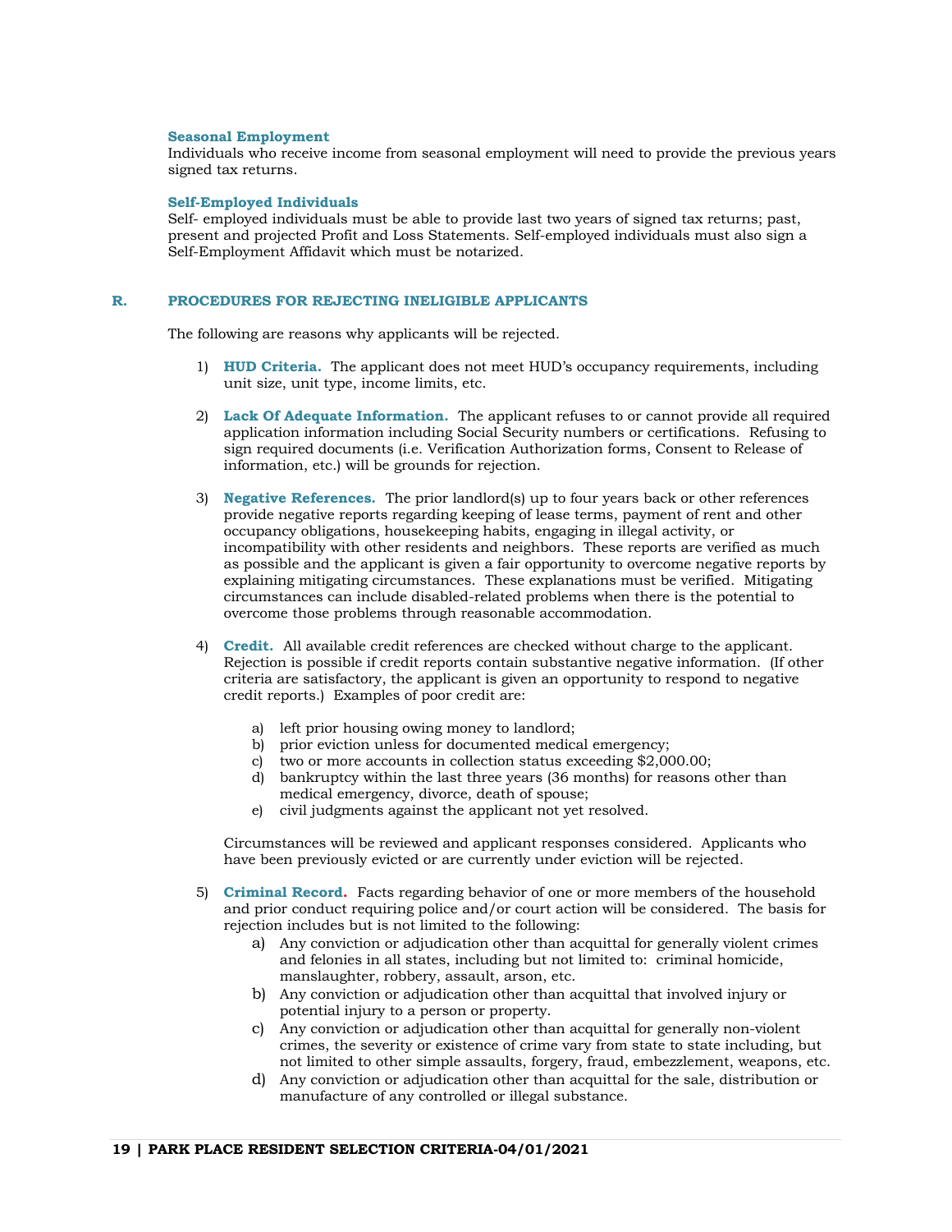**Seasonal Employment**
Individuals who receive income from seasonal employment will need to provide the previous years signed tax returns.

**Self-Employed Individuals**
Self- employed individuals must be able to provide last two years of signed tax returns; past, present and projected Profit and Loss Statements. Self-employed individuals must also sign a Self-Employment Affidavit which must be notarized.

## R. PROCEDURES FOR REJECTING INELIGIBLE APPLICANTS

The following are reasons why applicants will be rejected.

1) **HUD Criteria.** The applicant does not meet HUD's occupancy requirements, including unit size, unit type, income limits, etc.

2) **Lack Of Adequate Information.** The applicant refuses to or cannot provide all required application information including Social Security numbers or certifications. Refusing to sign required documents (i.e. Verification Authorization forms, Consent to Release of information, etc.) will be grounds for rejection.

3) **Negative References.** The prior landlord(s) up to four years back or other references provide negative reports regarding keeping of lease terms, payment of rent and other occupancy obligations, housekeeping habits, engaging in illegal activity, or incompatibility with other residents and neighbors. These reports are verified as much as possible and the applicant is given a fair opportunity to overcome negative reports by explaining mitigating circumstances. These explanations must be verified. Mitigating circumstances can include disabled-related problems when there is the potential to overcome those problems through reasonable accommodation.

4) **Credit.** All available credit references are checked without charge to the applicant. Rejection is possible if credit reports contain substantive negative information. (If other criteria are satisfactory, the applicant is given an opportunity to respond to negative credit reports.) Examples of poor credit are:

   a) left prior housing owing money to landlord;
   b) prior eviction unless for documented medical emergency;
   c) two or more accounts in collection status exceeding $2,000.00;
   d) bankruptcy within the last three years (36 months) for reasons other than medical emergency, divorce, death of spouse;
   e) civil judgments against the applicant not yet resolved.

   Circumstances will be reviewed and applicant responses considered. Applicants who have been previously evicted or are currently under eviction will be rejected.

5) **Criminal Record.** Facts regarding behavior of one or more members of the household and prior conduct requiring police and/or court action will be considered. The basis for rejection includes but is not limited to the following:
   a) Any conviction or adjudication other than acquittal for generally violent crimes and felonies in all states, including but not limited to: criminal homicide, manslaughter, robbery, assault, arson, etc.
   b) Any conviction or adjudication other than acquittal that involved injury or potential injury to a person or property.
   c) Any conviction or adjudication other than acquittal for generally non-violent crimes, the severity or existence of crime vary from state to state including, but not limited to other simple assaults, forgery, fraud, embezzlement, weapons, etc.
   d) Any conviction or adjudication other than acquittal for the sale, distribution or manufacture of any controlled or illegal substance.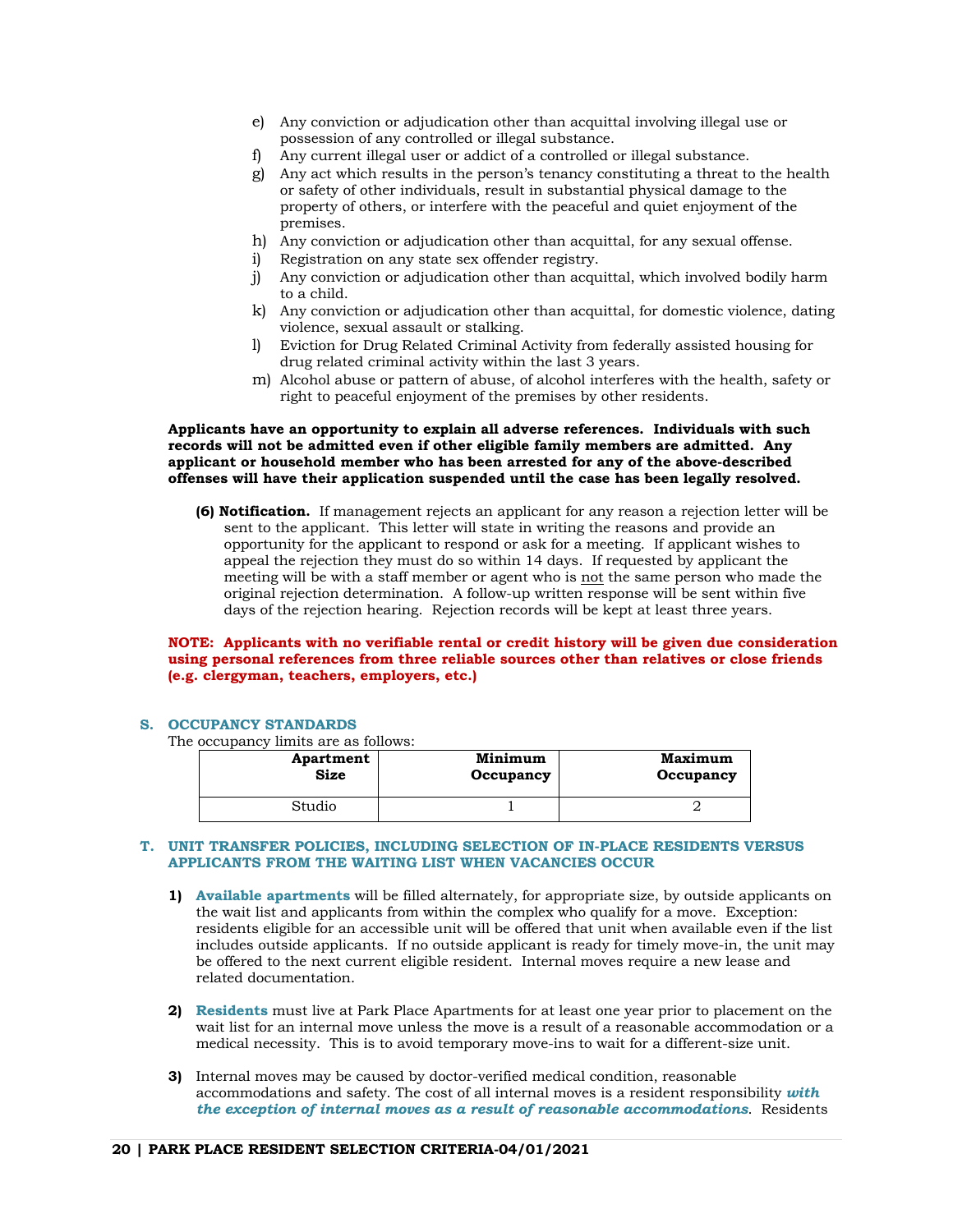e) Any conviction or adjudication other than acquittal involving illegal use or possession of any controlled or illegal substance.
f) Any current illegal user or addict of a controlled or illegal substance.
g) Any act which results in the person's tenancy constituting a threat to the health or safety of other individuals, result in substantial physical damage to the property of others, or interfere with the peaceful and quiet enjoyment of the premises.
h) Any conviction or adjudication other than acquittal, for any sexual offense.
i) Registration on any state sex offender registry.
j) Any conviction or adjudication other than acquittal, which involved bodily harm to a child.
k) Any conviction or adjudication other than acquittal, for domestic violence, dating violence, sexual assault or stalking.
l) Eviction for Drug Related Criminal Activity from federally assisted housing for drug related criminal activity within the last 3 years.
m) Alcohol abuse or pattern of abuse, of alcohol interferes with the health, safety or right to peaceful enjoyment of the premises by other residents.

**Applicants have an opportunity to explain all adverse references. Individuals with such records will not be admitted even if other eligible family members are admitted. Any applicant or household member who has been arrested for any of the above-described offenses will have their application suspended until the case has been legally resolved.**

**(6) Notification.** If management rejects an applicant for any reason a rejection letter will be sent to the applicant. This letter will state in writing the reasons and provide an opportunity for the applicant to respond or ask for a meeting. If applicant wishes to appeal the rejection they must do so within 14 days. If requested by applicant the meeting will be with a staff member or agent who is <u>not</u> the same person who made the original rejection determination. A follow-up written response will be sent within five days of the rejection hearing. Rejection records will be kept at least three years.

**NOTE: Applicants with no verifiable rental or credit history will be given due consideration using personal references from three reliable sources other than relatives or close friends (e.g. clergyman, teachers, employers, etc.)**

## S. OCCUPANCY STANDARDS

The occupancy limits are as follows:

| Apartment Size | Minimum Occupancy | Maximum Occupancy |
|---|---|---|
| Studio | 1 | 2 |

## T. UNIT TRANSFER POLICIES, INCLUDING SELECTION OF IN-PLACE RESIDENTS VERSUS APPLICANTS FROM THE WAITING LIST WHEN VACANCIES OCCUR

**1)** **Available apartments** will be filled alternately, for appropriate size, by outside applicants on the wait list and applicants from within the complex who qualify for a move. Exception: residents eligible for an accessible unit will be offered that unit when available even if the list includes outside applicants. If no outside applicant is ready for timely move-in, the unit may be offered to the next current eligible resident. Internal moves require a new lease and related documentation.

**2)** **Residents** must live at Park Place Apartments for at least one year prior to placement on the wait list for an internal move unless the move is a result of a reasonable accommodation or a medical necessity. This is to avoid temporary move-ins to wait for a different-size unit.

**3)** Internal moves may be caused by doctor-verified medical condition, reasonable accommodations and safety. The cost of all internal moves is a resident responsibility ***with the exception of internal moves as a result of reasonable accommodations***. Residents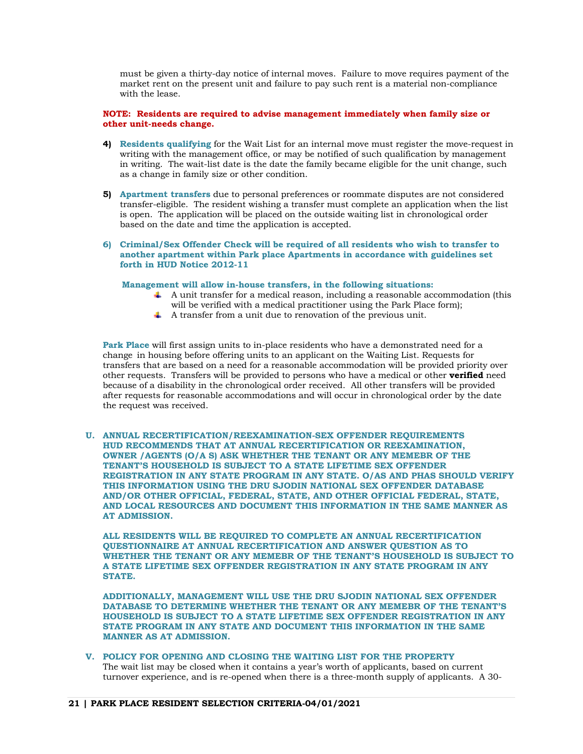must be given a thirty-day notice of internal moves. Failure to move requires payment of the market rent on the present unit and failure to pay such rent is a material non-compliance with the lease.

**NOTE: Residents are required to advise management immediately when family size or other unit-needs change.**

4) **Residents qualifying** for the Wait List for an internal move must register the move-request in writing with the management office, or may be notified of such qualification by management in writing. The wait-list date is the date the family became eligible for the unit change, such as a change in family size or other condition.

5) **Apartment transfers** due to personal preferences or roommate disputes are not considered transfer-eligible. The resident wishing a transfer must complete an application when the list is open. The application will be placed on the outside waiting list in chronological order based on the date and time the application is accepted.

6) **Criminal/Sex Offender Check will be required of all residents who wish to transfer to another apartment within Park place Apartments in accordance with guidelines set forth in HUD Notice 2012-11**

**Management will allow in-house transfers, in the following situations:**

- A unit transfer for a medical reason, including a reasonable accommodation (this will be verified with a medical practitioner using the Park Place form);
- A transfer from a unit due to renovation of the previous unit.

**Park Place** will first assign units to in-place residents who have a demonstrated need for a change in housing before offering units to an applicant on the Waiting List. Requests for transfers that are based on a need for a reasonable accommodation will be provided priority over other requests. Transfers will be provided to persons who have a medical or other **verified** need because of a disability in the chronological order received. All other transfers will be provided after requests for reasonable accommodations and will occur in chronological order by the date the request was received.

## U. ANNUAL RECERTIFICATION/REEXAMINATION-SEX OFFENDER REQUIREMENTS

**HUD RECOMMENDS THAT AT ANNUAL RECERTIFICATION OR REEXAMINATION, OWNER /AGENTS (O/A S) ASK WHETHER THE TENANT OR ANY MEMEBR OF THE TENANT'S HOUSEHOLD IS SUBJECT TO A STATE LIFETIME SEX OFFENDER REGISTRATION IN ANY STATE PROGRAM IN ANY STATE. O/AS AND PHAS SHOULD VERIFY THIS INFORMATION USING THE DRU SJODIN NATIONAL SEX OFFENDER DATABASE AND/OR OTHER OFFICIAL, FEDERAL, STATE, AND OTHER OFFICIAL FEDERAL, STATE, AND LOCAL RESOURCES AND DOCUMENT THIS INFORMATION IN THE SAME MANNER AS AT ADMISSION.**

**ALL RESIDENTS WILL BE REQUIRED TO COMPLETE AN ANNUAL RECERTIFICATION QUESTIONNAIRE AT ANNUAL RECERTIFICATION AND ANSWER QUESTION AS TO WHETHER THE TENANT OR ANY MEMEBR OF THE TENANT'S HOUSEHOLD IS SUBJECT TO A STATE LIFETIME SEX OFFENDER REGISTRATION IN ANY STATE PROGRAM IN ANY STATE.**

**ADDITIONALLY, MANAGEMENT WILL USE THE DRU SJODIN NATIONAL SEX OFFENDER DATABASE TO DETERMINE WHETHER THE TENANT OR ANY MEMEBR OF THE TENANT'S HOUSEHOLD IS SUBJECT TO A STATE LIFETIME SEX OFFENDER REGISTRATION IN ANY STATE PROGRAM IN ANY STATE AND DOCUMENT THIS INFORMATION IN THE SAME MANNER AS AT ADMISSION.**

## V. POLICY FOR OPENING AND CLOSING THE WAITING LIST FOR THE PROPERTY

The wait list may be closed when it contains a year's worth of applicants, based on current turnover experience, and is re-opened when there is a three-month supply of applicants. A 30-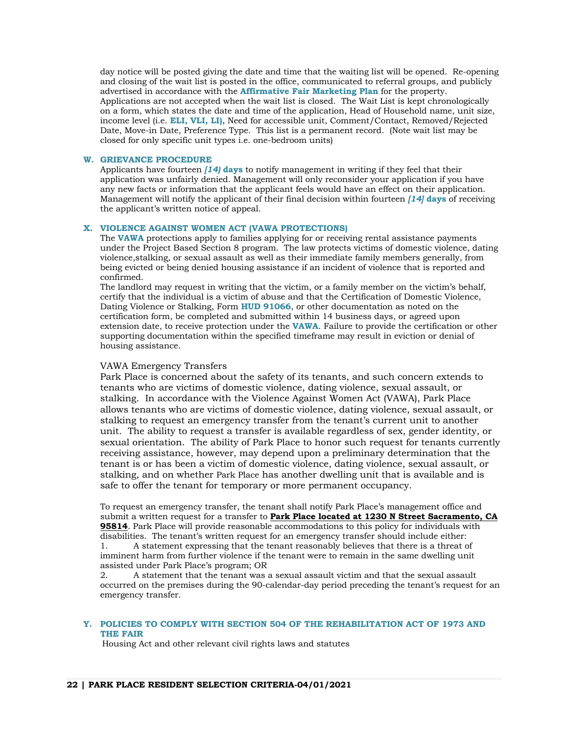day notice will be posted giving the date and time that the waiting list will be opened. Re-opening and closing of the wait list is posted in the office, communicated to referral groups, and publicly advertised in accordance with the **Affirmative Fair Marketing Plan** for the property. Applications are not accepted when the wait list is closed. The Wait List is kept chronologically on a form, which states the date and time of the application, Head of Household name, unit size, income level (i.e. **ELI, VLI, LI),** Need for accessible unit, Comment/Contact, Removed/Rejected Date, Move-in Date, Preference Type. This list is a permanent record. (Note wait list may be closed for only specific unit types i.e. one-bedroom units)

### W. GRIEVANCE PROCEDURE

Applicants have fourteen ***[14)* days** to notify management in writing if they feel that their application was unfairly denied. Management will only reconsider your application if you have any new facts or information that the applicant feels would have an effect on their application. Management will notify the applicant of their final decision within fourteen ***[14]* days** of receiving the applicant's written notice of appeal.

### X. VIOLENCE AGAINST WOMEN ACT (VAWA PROTECTIONS)

The **VAWA** protections apply to families applying for or receiving rental assistance payments under the Project Based Section 8 program. The law protects victims of domestic violence, dating violence,stalking, or sexual assault as well as their immediate family members generally, from being evicted or being denied housing assistance if an incident of violence that is reported and confirmed.

The landlord may request in writing that the victim, or a family member on the victim's behalf, certify that the individual is a victim of abuse and that the Certification of Domestic Violence, Dating Violence or Stalking, Form **HUD 91066**, or other documentation as noted on the certification form, be completed and submitted within 14 business days, or agreed upon extension date, to receive protection under the **VAWA**. Failure to provide the certification or other supporting documentation within the specified timeframe may result in eviction or denial of housing assistance.

VAWA Emergency Transfers

Park Place is concerned about the safety of its tenants, and such concern extends to tenants who are victims of domestic violence, dating violence, sexual assault, or stalking. In accordance with the Violence Against Women Act (VAWA), Park Place allows tenants who are victims of domestic violence, dating violence, sexual assault, or stalking to request an emergency transfer from the tenant's current unit to another unit. The ability to request a transfer is available regardless of sex, gender identity, or sexual orientation. The ability of Park Place to honor such request for tenants currently receiving assistance, however, may depend upon a preliminary determination that the tenant is or has been a victim of domestic violence, dating violence, sexual assault, or stalking, and on whether Park Place has another dwelling unit that is available and is safe to offer the tenant for temporary or more permanent occupancy.

To request an emergency transfer, the tenant shall notify Park Place's management office and submit a written request for a transfer to **Park Place located at 1230 N Street Sacramento, CA 95814**. Park Place will provide reasonable accommodations to this policy for individuals with disabilities. The tenant's written request for an emergency transfer should include either:

1. A statement expressing that the tenant reasonably believes that there is a threat of imminent harm from further violence if the tenant were to remain in the same dwelling unit assisted under Park Place's program; OR
2. A statement that the tenant was a sexual assault victim and that the sexual assault occurred on the premises during the 90-calendar-day period preceding the tenant's request for an emergency transfer.

### Y. POLICIES TO COMPLY WITH SECTION 504 OF THE REHABILITATION ACT OF 1973 AND THE FAIR

Housing Act and other relevant civil rights laws and statutes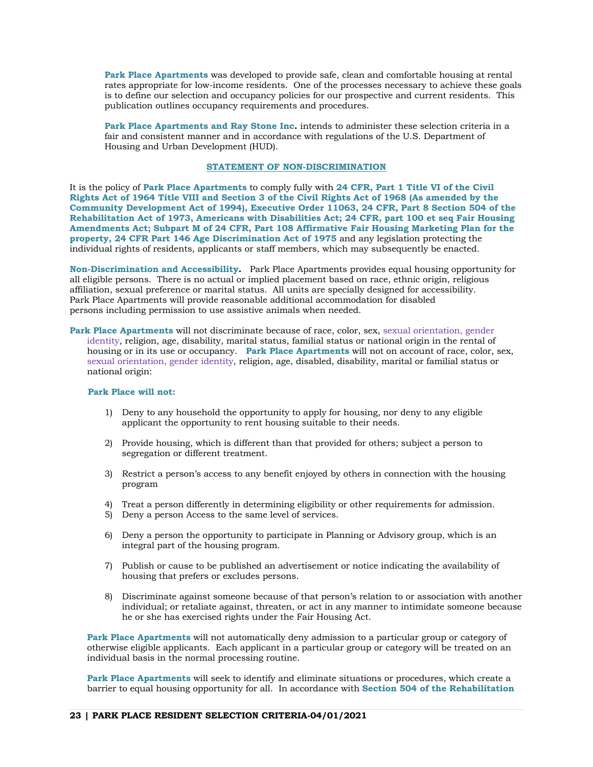**Park Place Apartments** was developed to provide safe, clean and comfortable housing at rental rates appropriate for low-income residents. One of the processes necessary to achieve these goals is to define our selection and occupancy policies for our prospective and current residents. This publication outlines occupancy requirements and procedures.

**Park Place Apartments and Ray Stone Inc.** intends to administer these selection criteria in a fair and consistent manner and in accordance with regulations of the U.S. Department of Housing and Urban Development (HUD).

## STATEMENT OF NON-DISCRIMINATION

It is the policy of **Park Place Apartments** to comply fully with **24 CFR, Part 1 Title VI of the Civil Rights Act of 1964 Title VIII and Section 3 of the Civil Rights Act of 1968 (As amended by the Community Development Act of 1994), Executive Order 11063, 24 CFR, Part 8 Section 504 of the Rehabilitation Act of 1973, Americans with Disabilities Act; 24 CFR, part 100 et seq Fair Housing Amendments Act; Subpart M of 24 CFR, Part 108 Affirmative Fair Housing Marketing Plan for the property, 24 CFR Part 146 Age Discrimination Act of 1975** and any legislation protecting the individual rights of residents, applicants or staff members, which may subsequently be enacted.

**Non-Discrimination and Accessibility.** Park Place Apartments provides equal housing opportunity for all eligible persons. There is no actual or implied placement based on race, ethnic origin, religious affiliation, sexual preference or marital status. All units are specially designed for accessibility. Park Place Apartments will provide reasonable additional accommodation for disabled persons including permission to use assistive animals when needed.

**Park Place Apartments** will not discriminate because of race, color, sex, sexual orientation, gender identity, religion, age, disability, marital status, familial status or national origin in the rental of housing or in its use or occupancy. **Park Place Apartments** will not on account of race, color, sex, sexual orientation, gender identity, religion, age, disabled, disability, marital or familial status or national origin:

**Park Place will not:**

1) Deny to any household the opportunity to apply for housing, nor deny to any eligible applicant the opportunity to rent housing suitable to their needs.
2) Provide housing, which is different than that provided for others; subject a person to segregation or different treatment.
3) Restrict a person's access to any benefit enjoyed by others in connection with the housing program
4) Treat a person differently in determining eligibility or other requirements for admission.
5) Deny a person Access to the same level of services.
6) Deny a person the opportunity to participate in Planning or Advisory group, which is an integral part of the housing program.
7) Publish or cause to be published an advertisement or notice indicating the availability of housing that prefers or excludes persons.
8) Discriminate against someone because of that person's relation to or association with another individual; or retaliate against, threaten, or act in any manner to intimidate someone because he or she has exercised rights under the Fair Housing Act.

**Park Place Apartments** will not automatically deny admission to a particular group or category of otherwise eligible applicants. Each applicant in a particular group or category will be treated on an individual basis in the normal processing routine.

**Park Place Apartments** will seek to identify and eliminate situations or procedures, which create a barrier to equal housing opportunity for all. In accordance with **Section 504 of the Rehabilitation**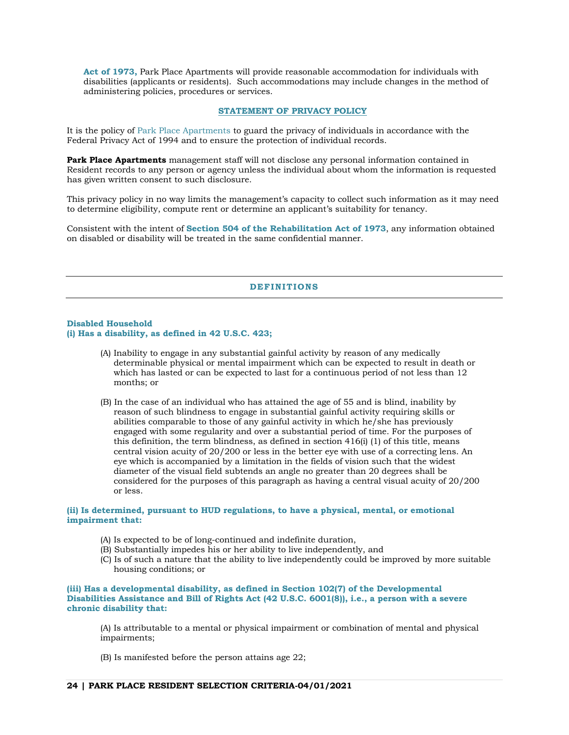**Act of 1973,** Park Place Apartments will provide reasonable accommodation for individuals with disabilities (applicants or residents). Such accommodations may include changes in the method of administering policies, procedures or services.

## STATEMENT OF PRIVACY POLICY

It is the policy of Park Place Apartments to guard the privacy of individuals in accordance with the Federal Privacy Act of 1994 and to ensure the protection of individual records.

**Park Place Apartments** management staff will not disclose any personal information contained in Resident records to any person or agency unless the individual about whom the information is requested has given written consent to such disclosure.

This privacy policy in no way limits the management's capacity to collect such information as it may need to determine eligibility, compute rent or determine an applicant's suitability for tenancy.

Consistent with the intent of **Section 504 of the Rehabilitation Act of 1973**, any information obtained on disabled or disability will be treated in the same confidential manner.

## DEFINITIONS

**Disabled Household**
**(i) Has a disability, as defined in 42 U.S.C. 423;**

(A) Inability to engage in any substantial gainful activity by reason of any medically determinable physical or mental impairment which can be expected to result in death or which has lasted or can be expected to last for a continuous period of not less than 12 months; or

(B) In the case of an individual who has attained the age of 55 and is blind, inability by reason of such blindness to engage in substantial gainful activity requiring skills or abilities comparable to those of any gainful activity in which he/she has previously engaged with some regularity and over a substantial period of time. For the purposes of this definition, the term blindness, as defined in section 416(i) (1) of this title, means central vision acuity of 20/200 or less in the better eye with use of a correcting lens. An eye which is accompanied by a limitation in the fields of vision such that the widest diameter of the visual field subtends an angle no greater than 20 degrees shall be considered for the purposes of this paragraph as having a central visual acuity of 20/200 or less.

**(ii) Is determined, pursuant to HUD regulations, to have a physical, mental, or emotional impairment that:**

(A) Is expected to be of long-continued and indefinite duration,
(B) Substantially impedes his or her ability to live independently, and
(C) Is of such a nature that the ability to live independently could be improved by more suitable housing conditions; or

**(iii) Has a developmental disability, as defined in Section 102(7) of the Developmental Disabilities Assistance and Bill of Rights Act (42 U.S.C. 6001(8)), i.e., a person with a severe chronic disability that:**

(A) Is attributable to a mental or physical impairment or combination of mental and physical impairments;

(B) Is manifested before the person attains age 22;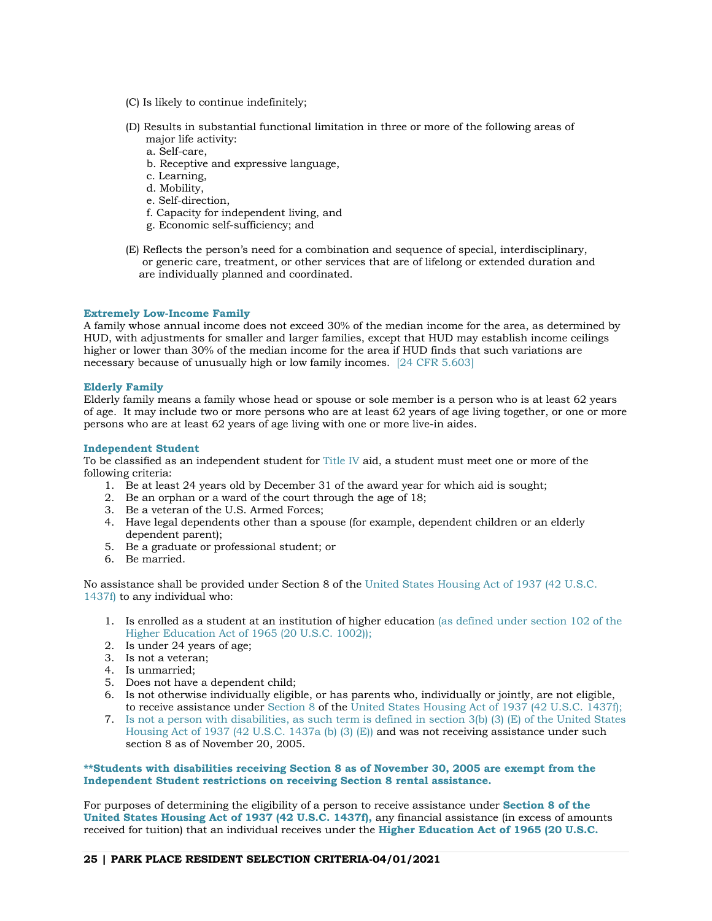(C) Is likely to continue indefinitely;

(D) Results in substantial functional limitation in three or more of the following areas of major life activity:
  a. Self-care,
  b. Receptive and expressive language,
  c. Learning,
  d. Mobility,
  e. Self-direction,
  f. Capacity for independent living, and
  g. Economic self-sufficiency; and

(E) Reflects the person's need for a combination and sequence of special, interdisciplinary, or generic care, treatment, or other services that are of lifelong or extended duration and are individually planned and coordinated.

**Extremely Low-Income Family**
A family whose annual income does not exceed 30% of the median income for the area, as determined by HUD, with adjustments for smaller and larger families, except that HUD may establish income ceilings higher or lower than 30% of the median income for the area if HUD finds that such variations are necessary because of unusually high or low family incomes. [24 CFR 5.603]

**Elderly Family**
Elderly family means a family whose head or spouse or sole member is a person who is at least 62 years of age. It may include two or more persons who are at least 62 years of age living together, or one or more persons who are at least 62 years of age living with one or more live-in aides.

**Independent Student**
To be classified as an independent student for Title IV aid, a student must meet one or more of the following criteria:

1. Be at least 24 years old by December 31 of the award year for which aid is sought;
2. Be an orphan or a ward of the court through the age of 18;
3. Be a veteran of the U.S. Armed Forces;
4. Have legal dependents other than a spouse (for example, dependent children or an elderly dependent parent);
5. Be a graduate or professional student; or
6. Be married.

No assistance shall be provided under Section 8 of the United States Housing Act of 1937 (42 U.S.C. 1437f) to any individual who:

1. Is enrolled as a student at an institution of higher education (as defined under section 102 of the Higher Education Act of 1965 (20 U.S.C. 1002));
2. Is under 24 years of age;
3. Is not a veteran;
4. Is unmarried;
5. Does not have a dependent child;
6. Is not otherwise individually eligible, or has parents who, individually or jointly, are not eligible, to receive assistance under Section 8 of the United States Housing Act of 1937 (42 U.S.C. 1437f);
7. Is not a person with disabilities, as such term is defined in section 3(b) (3) (E) of the United States Housing Act of 1937 (42 U.S.C. 1437a (b) (3) (E)) and was not receiving assistance under such section 8 as of November 20, 2005.

****Students with disabilities receiving Section 8 as of November 30, 2005 are exempt from the Independent Student restrictions on receiving Section 8 rental assistance.**

For purposes of determining the eligibility of a person to receive assistance under **Section 8 of the United States Housing Act of 1937 (42 U.S.C. 1437f),** any financial assistance (in excess of amounts received for tuition) that an individual receives under the **Higher Education Act of 1965 (20 U.S.C.**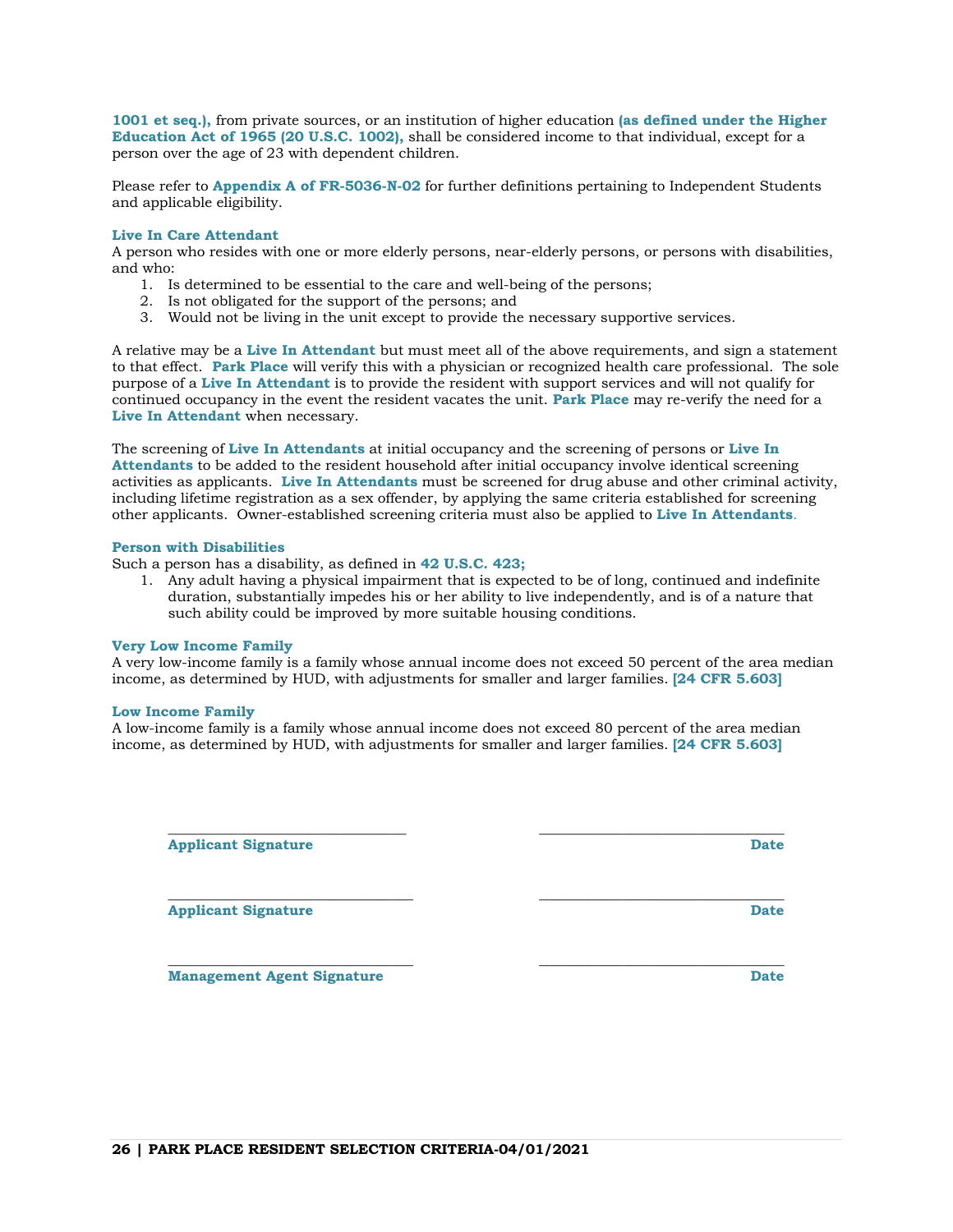**1001 et seq.),** from private sources, or an institution of higher education **(as defined under the Higher Education Act of 1965 (20 U.S.C. 1002),** shall be considered income to that individual, except for a person over the age of 23 with dependent children.

Please refer to **Appendix A of FR-5036-N-02** for further definitions pertaining to Independent Students and applicable eligibility.

### Live In Care Attendant

A person who resides with one or more elderly persons, near-elderly persons, or persons with disabilities, and who:

1. Is determined to be essential to the care and well-being of the persons;
2. Is not obligated for the support of the persons; and
3. Would not be living in the unit except to provide the necessary supportive services.

A relative may be a **Live In Attendant** but must meet all of the above requirements, and sign a statement to that effect. **Park Place** will verify this with a physician or recognized health care professional. The sole purpose of a **Live In Attendant** is to provide the resident with support services and will not qualify for continued occupancy in the event the resident vacates the unit. **Park Place** may re-verify the need for a **Live In Attendant** when necessary.

The screening of **Live In Attendants** at initial occupancy and the screening of persons or **Live In Attendants** to be added to the resident household after initial occupancy involve identical screening activities as applicants. **Live In Attendants** must be screened for drug abuse and other criminal activity, including lifetime registration as a sex offender, by applying the same criteria established for screening other applicants. Owner-established screening criteria must also be applied to **Live In Attendants**.

### Person with Disabilities

Such a person has a disability, as defined in **42 U.S.C. 423;**

1. Any adult having a physical impairment that is expected to be of long, continued and indefinite duration, substantially impedes his or her ability to live independently, and is of a nature that such ability could be improved by more suitable housing conditions.

### Very Low Income Family

A very low-income family is a family whose annual income does not exceed 50 percent of the area median income, as determined by HUD, with adjustments for smaller and larger families. **[24 CFR 5.603]**

### Low Income Family

A low-income family is a family whose annual income does not exceed 80 percent of the area median income, as determined by HUD, with adjustments for smaller and larger families. **[24 CFR 5.603]**

\_\_\_\_\_\_\_\_\_\_\_\_\_\_\_\_\_\_\_\_\_\_\_\_\_\_\_\_\_\_ \_\_\_\_\_\_\_\_\_\_\_\_\_\_\_\_\_\_\_\_\_\_\_\_\_\_\_\_\_\_
**Applicant Signature** **Date**

\_\_\_\_\_\_\_\_\_\_\_\_\_\_\_\_\_\_\_\_\_\_\_\_\_\_\_\_\_\_ \_\_\_\_\_\_\_\_\_\_\_\_\_\_\_\_\_\_\_\_\_\_\_\_\_\_\_\_\_\_
**Applicant Signature** **Date**

\_\_\_\_\_\_\_\_\_\_\_\_\_\_\_\_\_\_\_\_\_\_\_\_\_\_\_\_\_\_ \_\_\_\_\_\_\_\_\_\_\_\_\_\_\_\_\_\_\_\_\_\_\_\_\_\_\_\_\_\_
**Management Agent Signature** **Date**